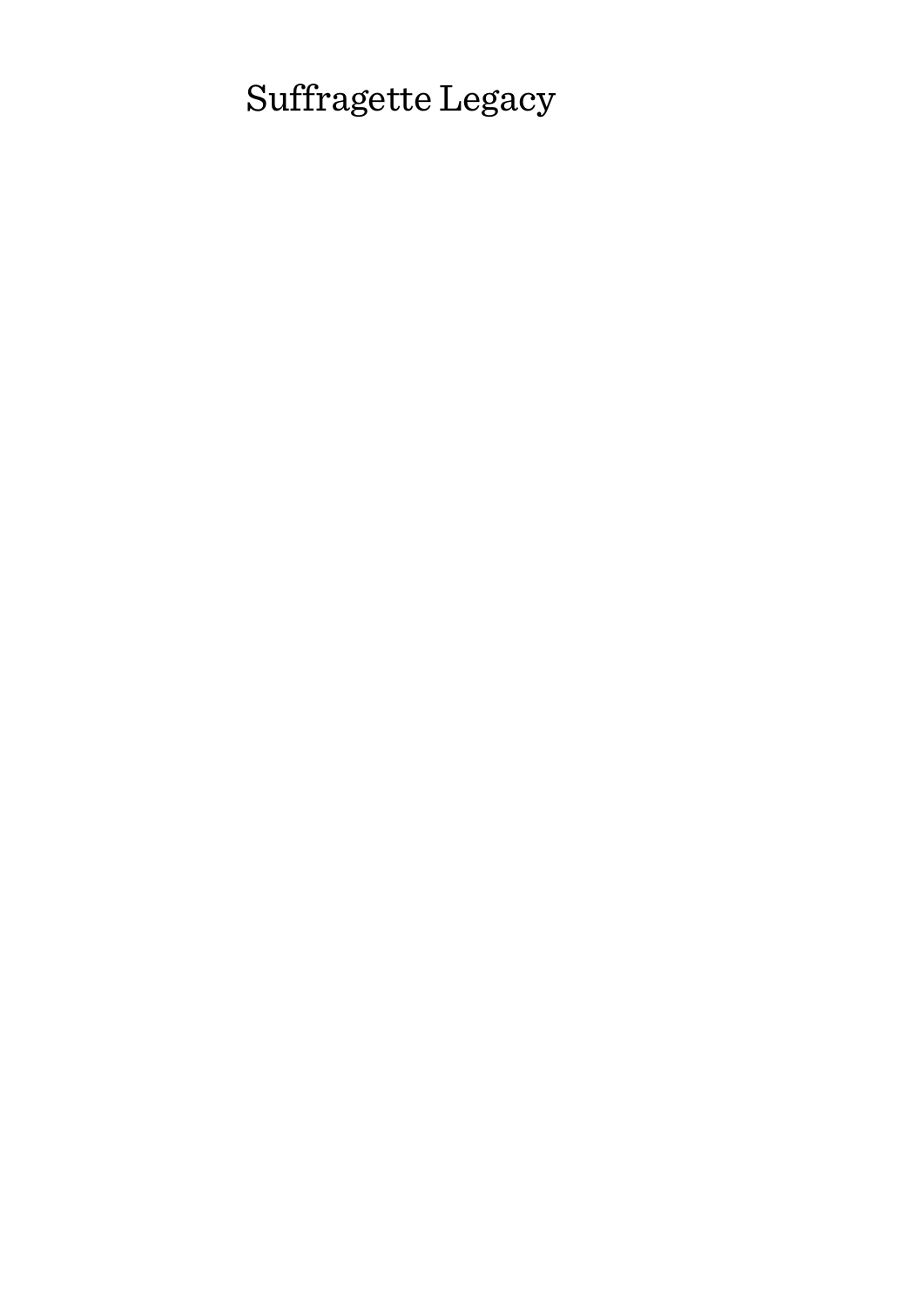# Suffragette Legacy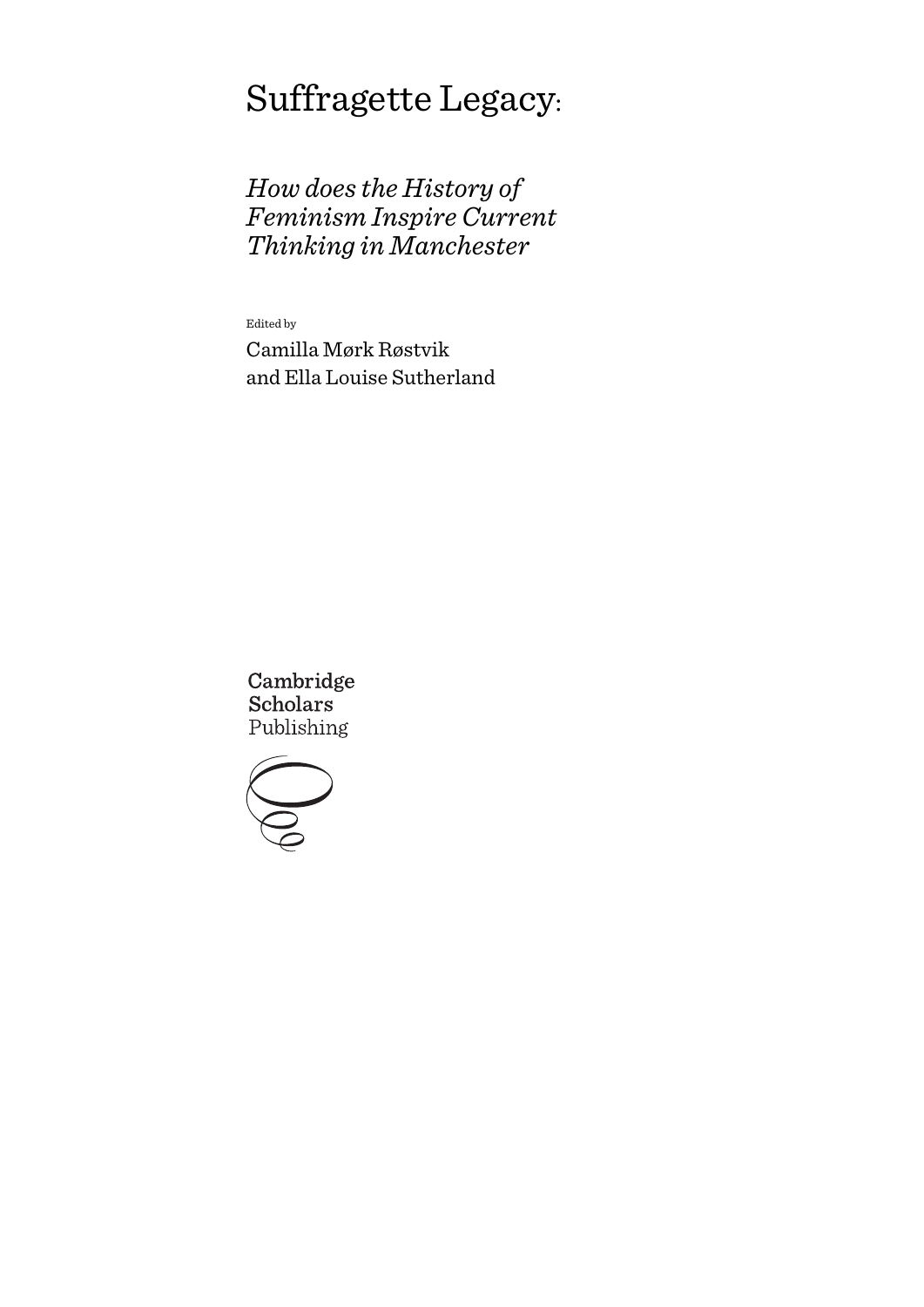# Suffragette Legacy:

## *How does the History of Feminism Inspire Current Thinking in Manchester*

Edited by

Camilla Mørk Røstvik and Ella Louise Sutherland

Cambridge Scholars Publishing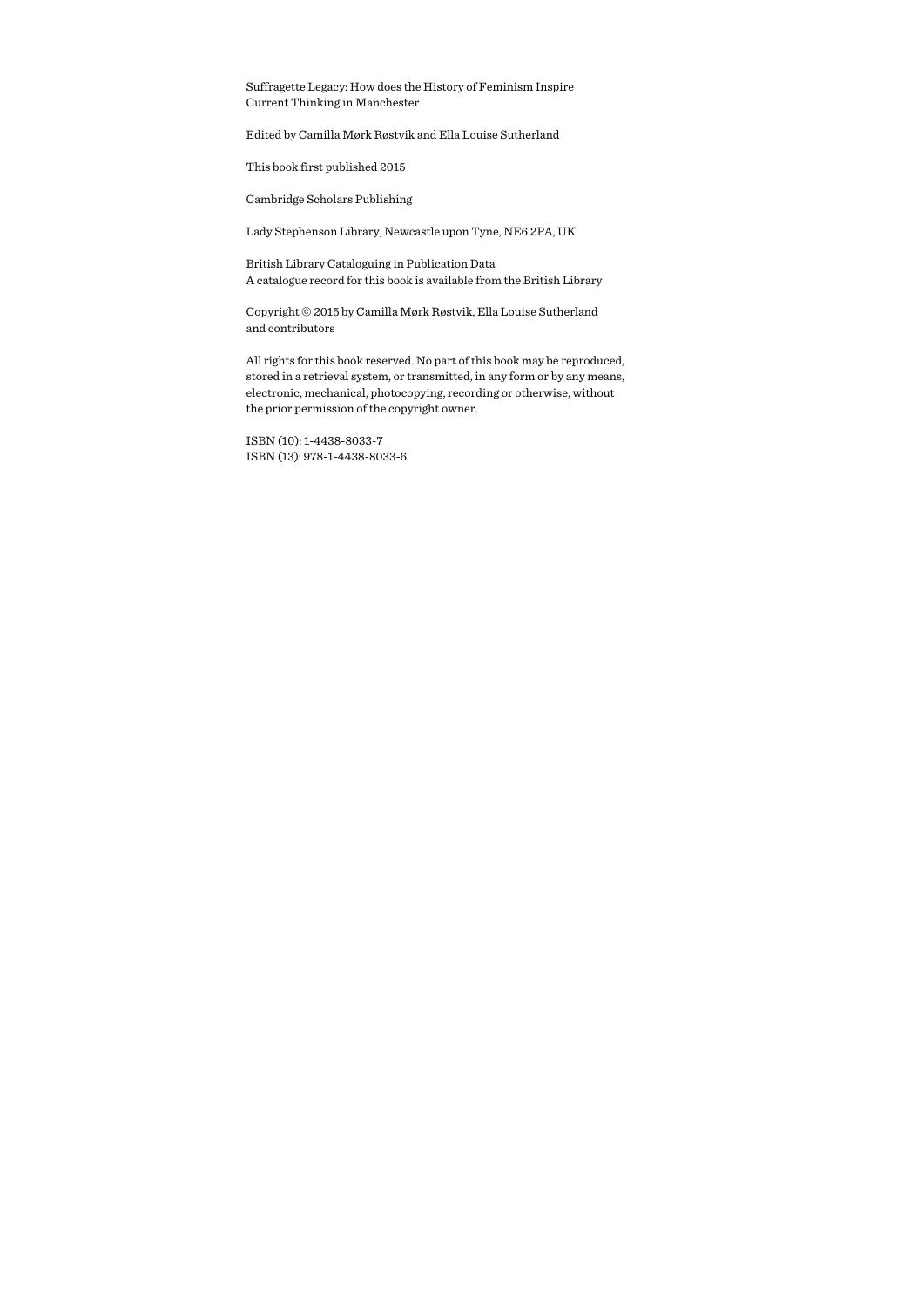Suffragette Legacy: How does the History of Feminism Inspire Current Thinking in Manchester

Edited by Camilla Mørk Røstvik and Ella Louise Sutherland

This book first published 2015

Cambridge Scholars Publishing

Lady Stephenson Library, Newcastle upon Tyne, NE6 2PA, UK

British Library Cataloguing in Publication Data
A catalogue record for this book is available from the British Library

Copyright © 2015 by Camilla Mørk Røstvik, Ella Louise Sutherland and contributors

All rights for this book reserved. No part of this book may be reproduced, stored in a retrieval system, or transmitted, in any form or by any means, electronic, mechanical, photocopying, recording or otherwise, without the prior permission of the copyright owner.

ISBN (10): 1-4438-8033-7
ISBN (13): 978-1-4438-8033-6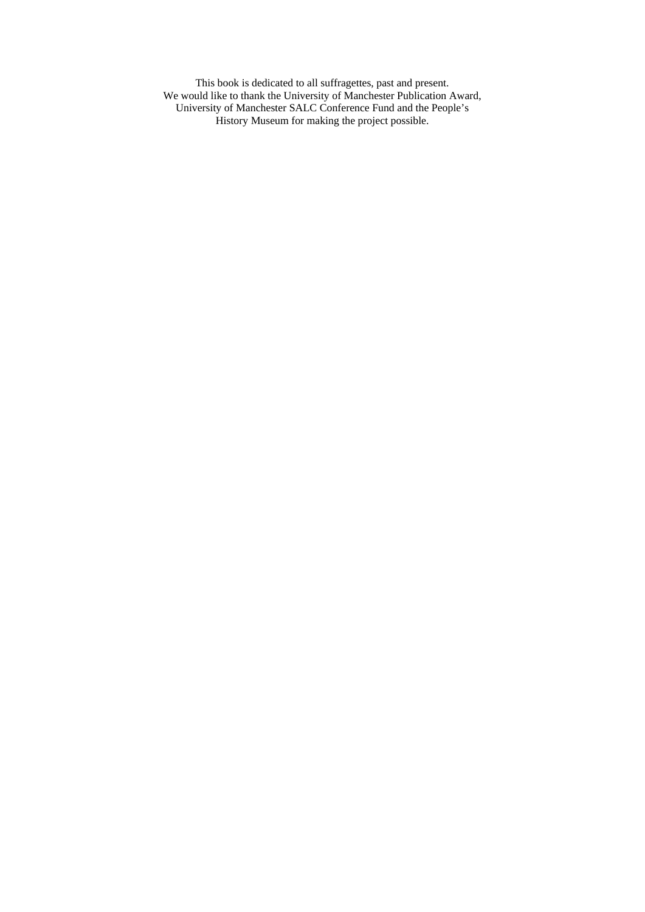This book is dedicated to all suffragettes, past and present.
We would like to thank the University of Manchester Publication Award, University of Manchester SALC Conference Fund and the People's History Museum for making the project possible.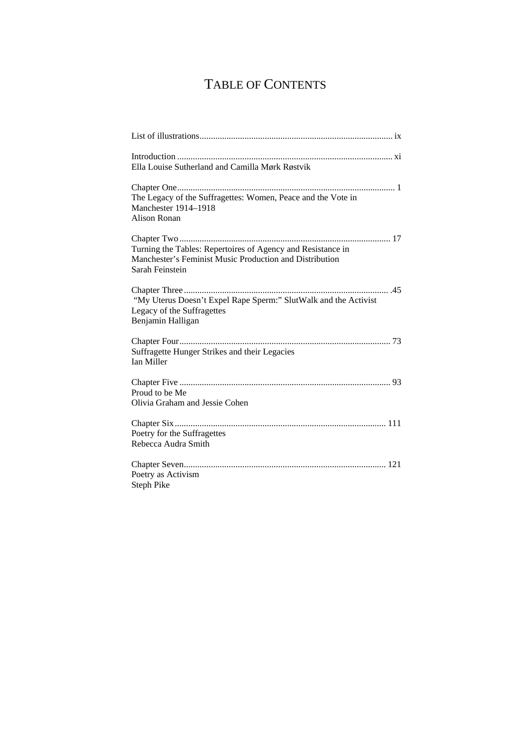# TABLE OF CONTENTS

List of illustrations ..... ix

Introduction ..... xi
Ella Louise Sutherland and Camilla Mørk Røstvik

Chapter One ..... 1
The Legacy of the Suffragettes: Women, Peace and the Vote in Manchester 1914–1918
Alison Ronan

Chapter Two ..... 17
Turning the Tables: Repertoires of Agency and Resistance in Manchester's Feminist Music Production and Distribution
Sarah Feinstein

Chapter Three ..... .45
"My Uterus Doesn't Expel Rape Sperm:" SlutWalk and the Activist Legacy of the Suffragettes
Benjamin Halligan

Chapter Four ..... 73
Suffragette Hunger Strikes and their Legacies
Ian Miller

Chapter Five ..... 93
Proud to be Me
Olivia Graham and Jessie Cohen

Chapter Six ..... 111
Poetry for the Suffragettes
Rebecca Audra Smith

Chapter Seven ..... 121
Poetry as Activism
Steph Pike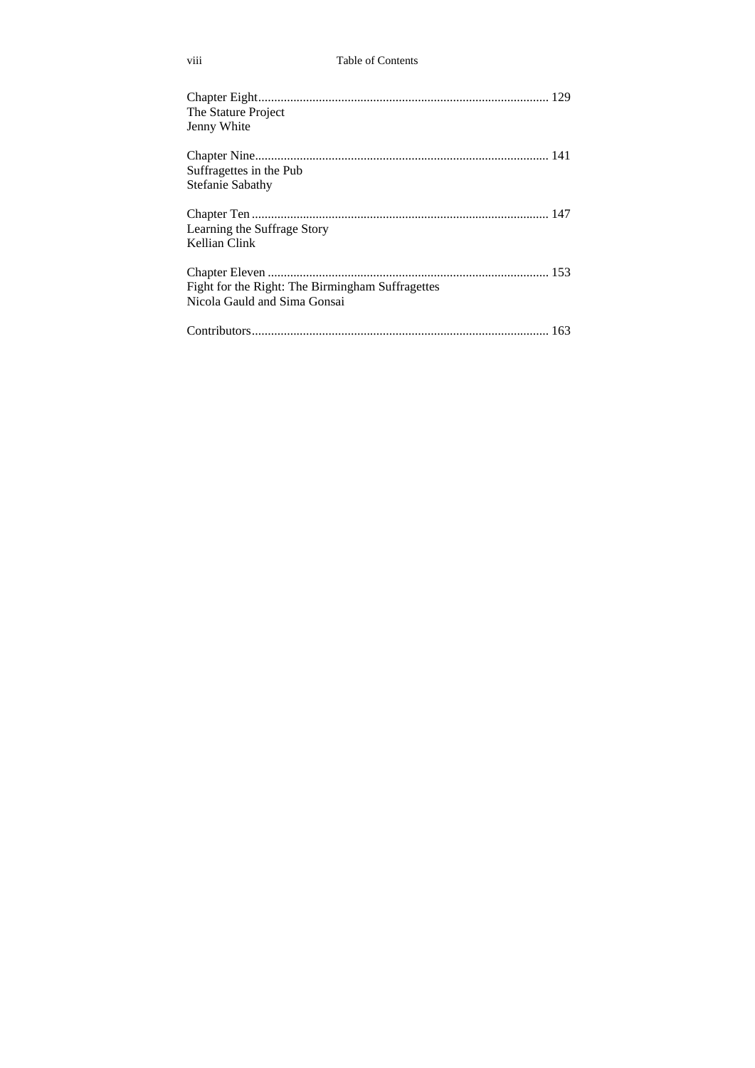Chapter Eight ... 129
The Stature Project
Jenny White

Chapter Nine ... 141
Suffragettes in the Pub
Stefanie Sabathy

Chapter Ten ... 147
Learning the Suffrage Story
Kellian Clink

Chapter Eleven ... 153
Fight for the Right: The Birmingham Suffragettes
Nicola Gauld and Sima Gonsai

Contributors ... 163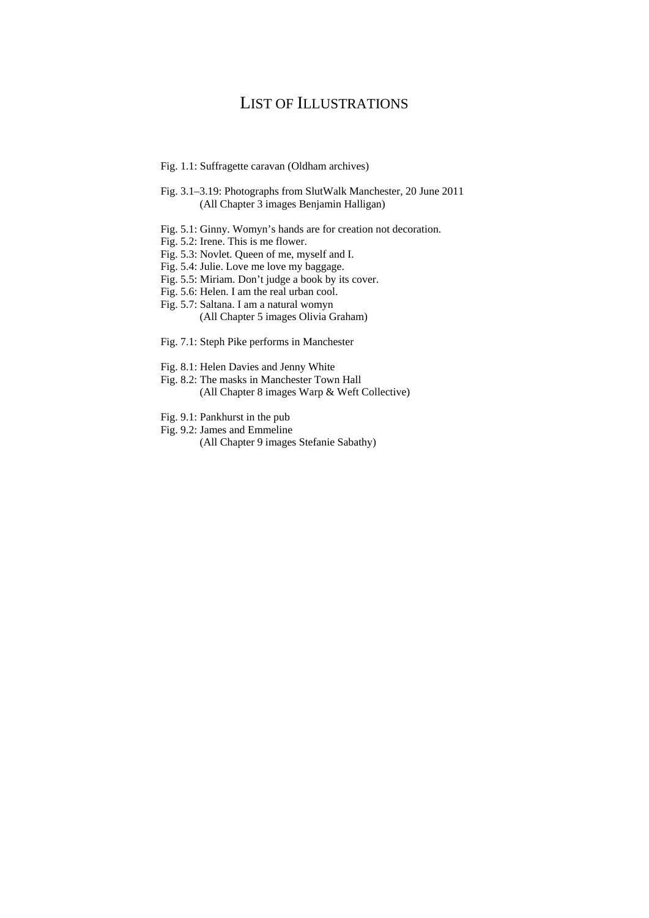# List of Illustrations

Fig. 1.1: Suffragette caravan (Oldham archives)

Fig. 3.1–3.19: Photographs from SlutWalk Manchester, 20 June 2011
(All Chapter 3 images Benjamin Halligan)

Fig. 5.1: Ginny. Womyn's hands are for creation not decoration.
Fig. 5.2: Irene. This is me flower.
Fig. 5.3: Novlet. Queen of me, myself and I.
Fig. 5.4: Julie. Love me love my baggage.
Fig. 5.5: Miriam. Don't judge a book by its cover.
Fig. 5.6: Helen. I am the real urban cool.
Fig. 5.7: Saltana. I am a natural womyn
(All Chapter 5 images Olivia Graham)

Fig. 7.1: Steph Pike performs in Manchester

Fig. 8.1: Helen Davies and Jenny White
Fig. 8.2: The masks in Manchester Town Hall
(All Chapter 8 images Warp & Weft Collective)

Fig. 9.1: Pankhurst in the pub
Fig. 9.2: James and Emmeline
(All Chapter 9 images Stefanie Sabathy)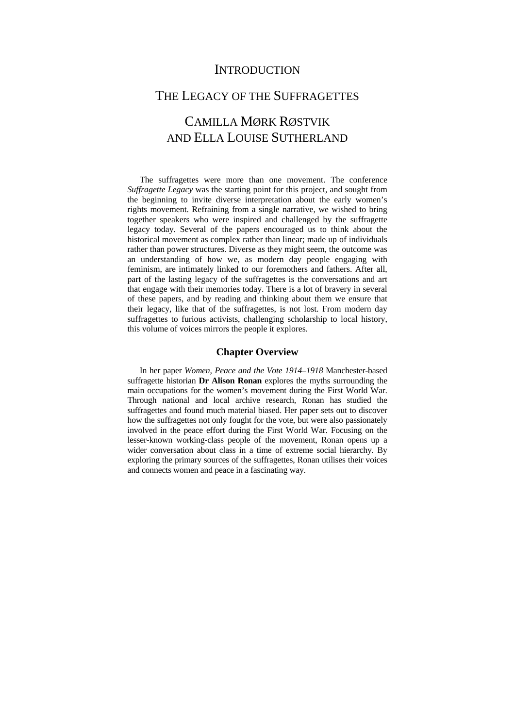# INTRODUCTION

# THE LEGACY OF THE SUFFRAGETTES

## CAMILLA MØRK RØSTVIK AND ELLA LOUISE SUTHERLAND

The suffragettes were more than one movement. The conference *Suffragette Legacy* was the starting point for this project, and sought from the beginning to invite diverse interpretation about the early women's rights movement. Refraining from a single narrative, we wished to bring together speakers who were inspired and challenged by the suffragette legacy today. Several of the papers encouraged us to think about the historical movement as complex rather than linear; made up of individuals rather than power structures. Diverse as they might seem, the outcome was an understanding of how we, as modern day people engaging with feminism, are intimately linked to our foremothers and fathers. After all, part of the lasting legacy of the suffragettes is the conversations and art that engage with their memories today. There is a lot of bravery in several of these papers, and by reading and thinking about them we ensure that their legacy, like that of the suffragettes, is not lost. From modern day suffragettes to furious activists, challenging scholarship to local history, this volume of voices mirrors the people it explores.

### Chapter Overview

In her paper *Women, Peace and the Vote 1914–1918* Manchester-based suffragette historian **Dr Alison Ronan** explores the myths surrounding the main occupations for the women's movement during the First World War. Through national and local archive research, Ronan has studied the suffragettes and found much material biased. Her paper sets out to discover how the suffragettes not only fought for the vote, but were also passionately involved in the peace effort during the First World War. Focusing on the lesser-known working-class people of the movement, Ronan opens up a wider conversation about class in a time of extreme social hierarchy. By exploring the primary sources of the suffragettes, Ronan utilises their voices and connects women and peace in a fascinating way.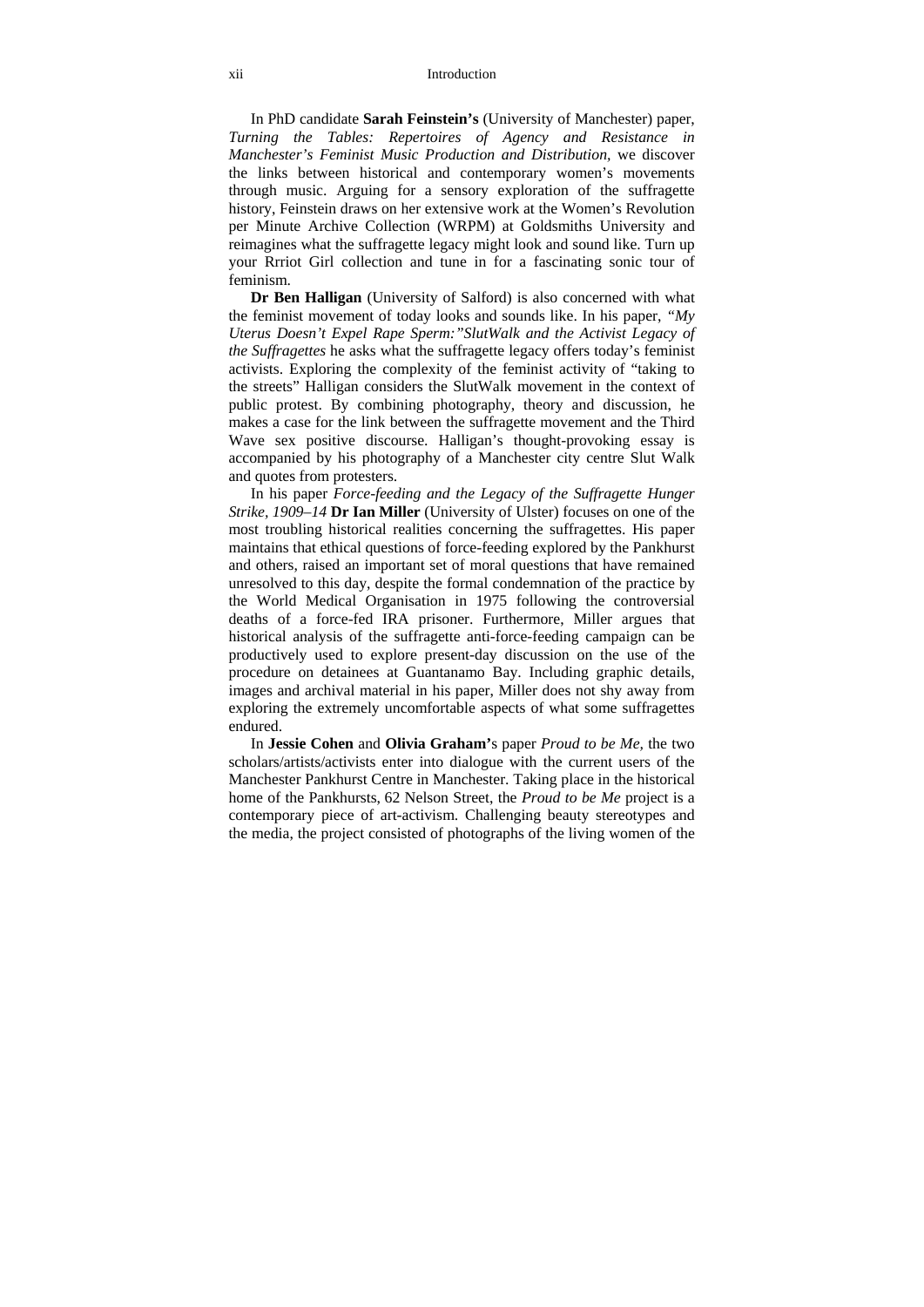In PhD candidate **Sarah Feinstein's** (University of Manchester) paper, *Turning the Tables: Repertoires of Agency and Resistance in Manchester's Feminist Music Production and Distribution*, we discover the links between historical and contemporary women's movements through music. Arguing for a sensory exploration of the suffragette history, Feinstein draws on her extensive work at the Women's Revolution per Minute Archive Collection (WRPM) at Goldsmiths University and reimagines what the suffragette legacy might look and sound like. Turn up your Rrriot Girl collection and tune in for a fascinating sonic tour of feminism.

**Dr Ben Halligan** (University of Salford) is also concerned with what the feminist movement of today looks and sounds like. In his paper, *"My Uterus Doesn't Expel Rape Sperm:"SlutWalk and the Activist Legacy of the Suffragettes* he asks what the suffragette legacy offers today's feminist activists. Exploring the complexity of the feminist activity of "taking to the streets" Halligan considers the SlutWalk movement in the context of public protest. By combining photography, theory and discussion, he makes a case for the link between the suffragette movement and the Third Wave sex positive discourse. Halligan's thought-provoking essay is accompanied by his photography of a Manchester city centre Slut Walk and quotes from protesters.

In his paper *Force-feeding and the Legacy of the Suffragette Hunger Strike, 1909–14* **Dr Ian Miller** (University of Ulster) focuses on one of the most troubling historical realities concerning the suffragettes. His paper maintains that ethical questions of force-feeding explored by the Pankhurst and others, raised an important set of moral questions that have remained unresolved to this day, despite the formal condemnation of the practice by the World Medical Organisation in 1975 following the controversial deaths of a force-fed IRA prisoner. Furthermore, Miller argues that historical analysis of the suffragette anti-force-feeding campaign can be productively used to explore present-day discussion on the use of the procedure on detainees at Guantanamo Bay. Including graphic details, images and archival material in his paper, Miller does not shy away from exploring the extremely uncomfortable aspects of what some suffragettes endured.

In **Jessie Cohen** and **Olivia Graham'**s paper *Proud to be Me*, the two scholars/artists/activists enter into dialogue with the current users of the Manchester Pankhurst Centre in Manchester. Taking place in the historical home of the Pankhursts, 62 Nelson Street, the *Proud to be Me* project is a contemporary piece of art-activism. Challenging beauty stereotypes and the media, the project consisted of photographs of the living women of the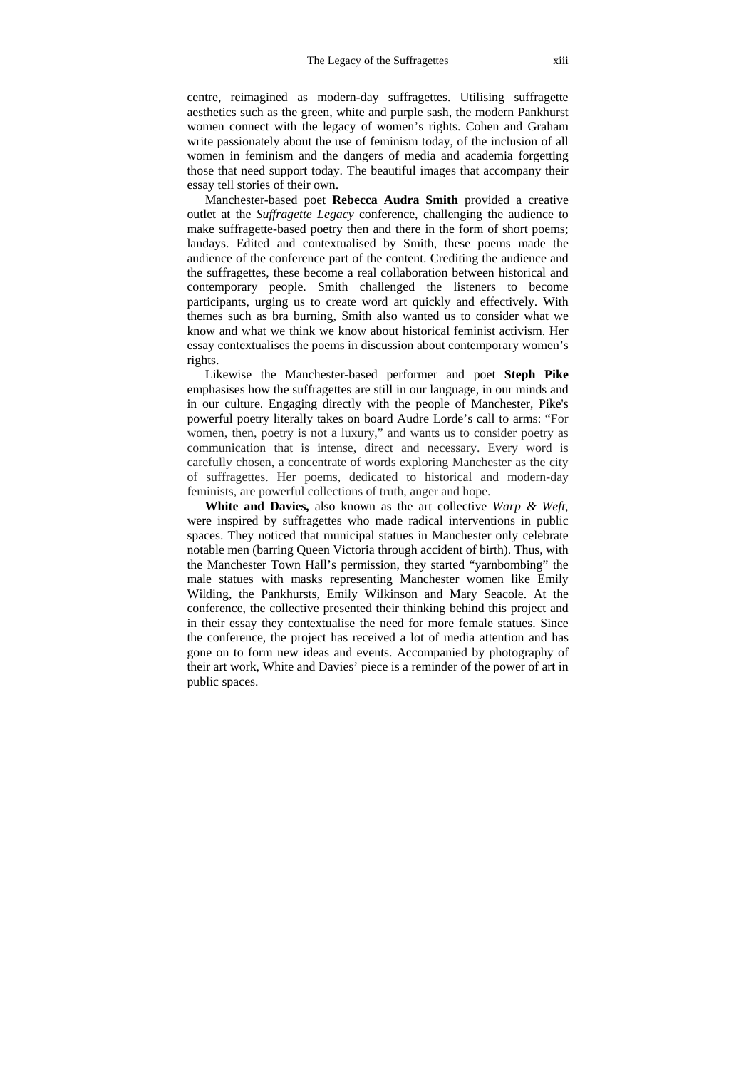centre, reimagined as modern-day suffragettes. Utilising suffragette aesthetics such as the green, white and purple sash, the modern Pankhurst women connect with the legacy of women's rights. Cohen and Graham write passionately about the use of feminism today, of the inclusion of all women in feminism and the dangers of media and academia forgetting those that need support today. The beautiful images that accompany their essay tell stories of their own.

Manchester-based poet **Rebecca Audra Smith** provided a creative outlet at the *Suffragette Legacy* conference, challenging the audience to make suffragette-based poetry then and there in the form of short poems; landays. Edited and contextualised by Smith, these poems made the audience of the conference part of the content. Crediting the audience and the suffragettes, these become a real collaboration between historical and contemporary people. Smith challenged the listeners to become participants, urging us to create word art quickly and effectively. With themes such as bra burning, Smith also wanted us to consider what we know and what we think we know about historical feminist activism. Her essay contextualises the poems in discussion about contemporary women's rights.

Likewise the Manchester-based performer and poet **Steph Pike** emphasises how the suffragettes are still in our language, in our minds and in our culture. Engaging directly with the people of Manchester, Pike's powerful poetry literally takes on board Audre Lorde's call to arms: "For women, then, poetry is not a luxury," and wants us to consider poetry as communication that is intense, direct and necessary. Every word is carefully chosen, a concentrate of words exploring Manchester as the city of suffragettes. Her poems, dedicated to historical and modern-day feminists, are powerful collections of truth, anger and hope.

**White and Davies,** also known as the art collective *Warp & Weft*, were inspired by suffragettes who made radical interventions in public spaces. They noticed that municipal statues in Manchester only celebrate notable men (barring Queen Victoria through accident of birth). Thus, with the Manchester Town Hall's permission, they started "yarnbombing" the male statues with masks representing Manchester women like Emily Wilding, the Pankhursts, Emily Wilkinson and Mary Seacole. At the conference, the collective presented their thinking behind this project and in their essay they contextualise the need for more female statues. Since the conference, the project has received a lot of media attention and has gone on to form new ideas and events. Accompanied by photography of their art work, White and Davies' piece is a reminder of the power of art in public spaces.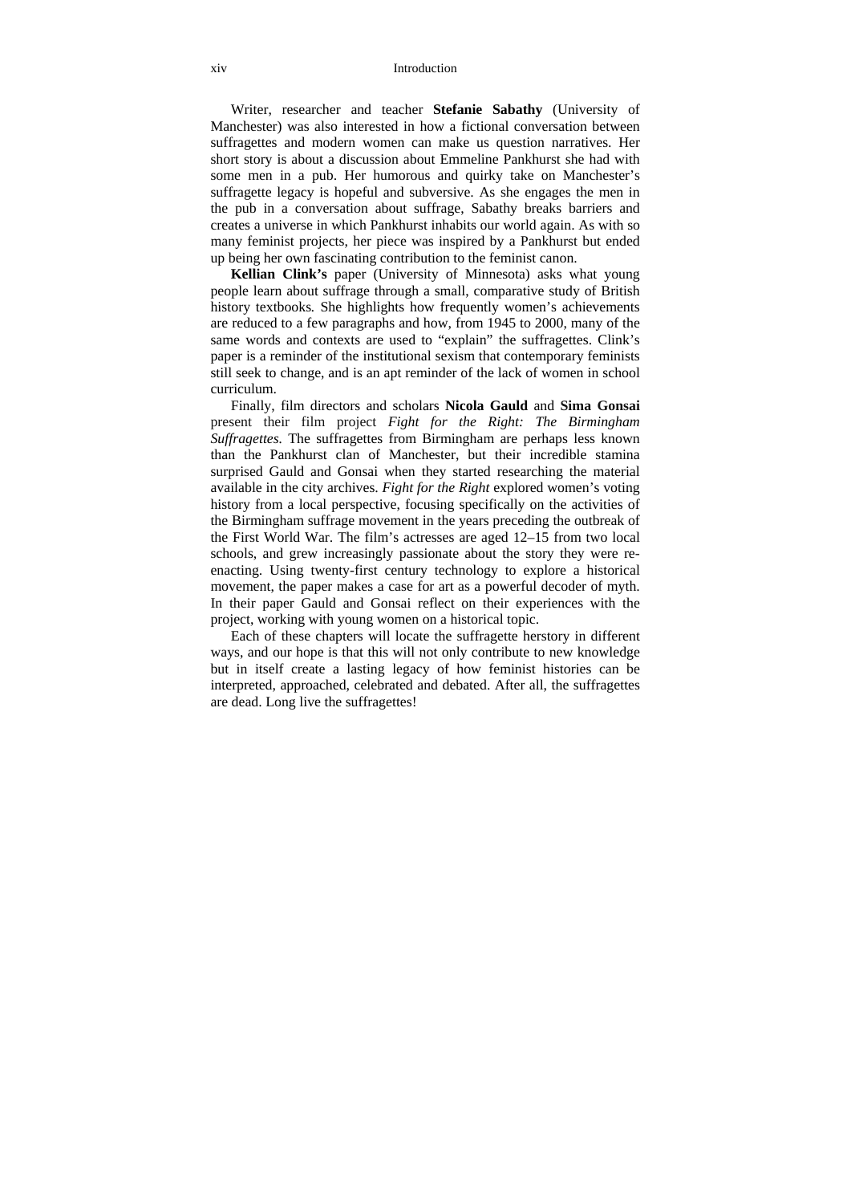Writer, researcher and teacher **Stefanie Sabathy** (University of Manchester) was also interested in how a fictional conversation between suffragettes and modern women can make us question narratives. Her short story is about a discussion about Emmeline Pankhurst she had with some men in a pub. Her humorous and quirky take on Manchester's suffragette legacy is hopeful and subversive. As she engages the men in the pub in a conversation about suffrage, Sabathy breaks barriers and creates a universe in which Pankhurst inhabits our world again. As with so many feminist projects, her piece was inspired by a Pankhurst but ended up being her own fascinating contribution to the feminist canon.

**Kellian Clink's** paper (University of Minnesota) asks what young people learn about suffrage through a small, comparative study of British history textbooks. She highlights how frequently women's achievements are reduced to a few paragraphs and how, from 1945 to 2000, many of the same words and contexts are used to "explain" the suffragettes. Clink's paper is a reminder of the institutional sexism that contemporary feminists still seek to change, and is an apt reminder of the lack of women in school curriculum.

Finally, film directors and scholars **Nicola Gauld** and **Sima Gonsai** present their film project *Fight for the Right: The Birmingham Suffragettes*. The suffragettes from Birmingham are perhaps less known than the Pankhurst clan of Manchester, but their incredible stamina surprised Gauld and Gonsai when they started researching the material available in the city archives. *Fight for the Right* explored women's voting history from a local perspective, focusing specifically on the activities of the Birmingham suffrage movement in the years preceding the outbreak of the First World War. The film's actresses are aged 12–15 from two local schools, and grew increasingly passionate about the story they were re-enacting. Using twenty-first century technology to explore a historical movement, the paper makes a case for art as a powerful decoder of myth. In their paper Gauld and Gonsai reflect on their experiences with the project, working with young women on a historical topic.

Each of these chapters will locate the suffragette herstory in different ways, and our hope is that this will not only contribute to new knowledge but in itself create a lasting legacy of how feminist histories can be interpreted, approached, celebrated and debated. After all, the suffragettes are dead. Long live the suffragettes!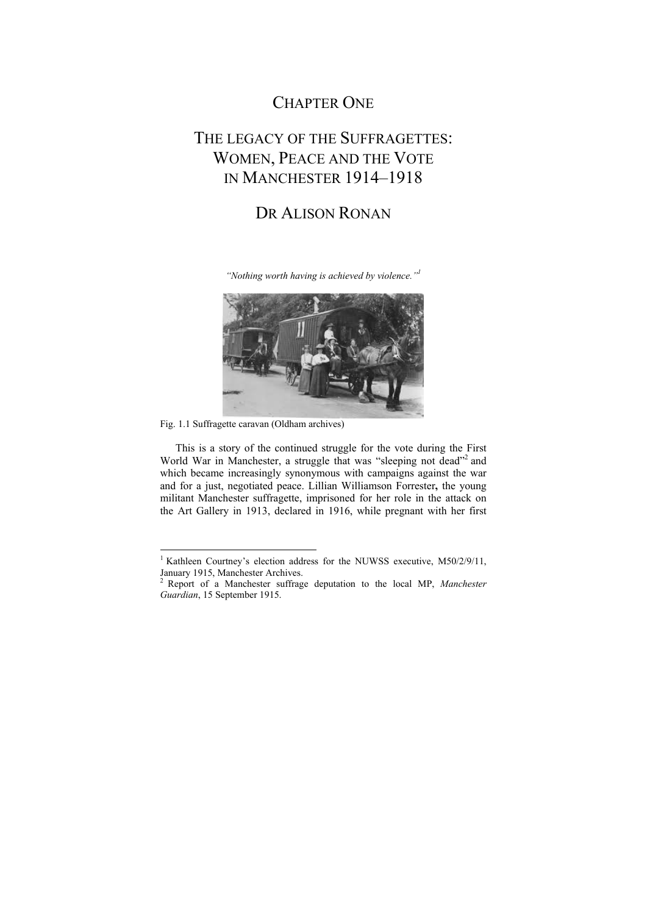# CHAPTER ONE

# THE LEGACY OF THE SUFFRAGETTES: WOMEN, PEACE AND THE VOTE IN MANCHESTER 1914–1918

## DR ALISON RONAN

*"Nothing worth having is achieved by violence."*[1]

Fig. 1.1 Suffragette caravan (Oldham archives)

This is a story of the continued struggle for the vote during the First World War in Manchester, a struggle that was "sleeping not dead"[2] and which became increasingly synonymous with campaigns against the war and for a just, negotiated peace. Lillian Williamson Forrester**,** the young militant Manchester suffragette, imprisoned for her role in the attack on the Art Gallery in 1913, declared in 1916, while pregnant with her first

---

[1] Kathleen Courtney's election address for the NUWSS executive, M50/2/9/11, January 1915, Manchester Archives.

[2] Report of a Manchester suffrage deputation to the local MP, *Manchester Guardian*, 15 September 1915.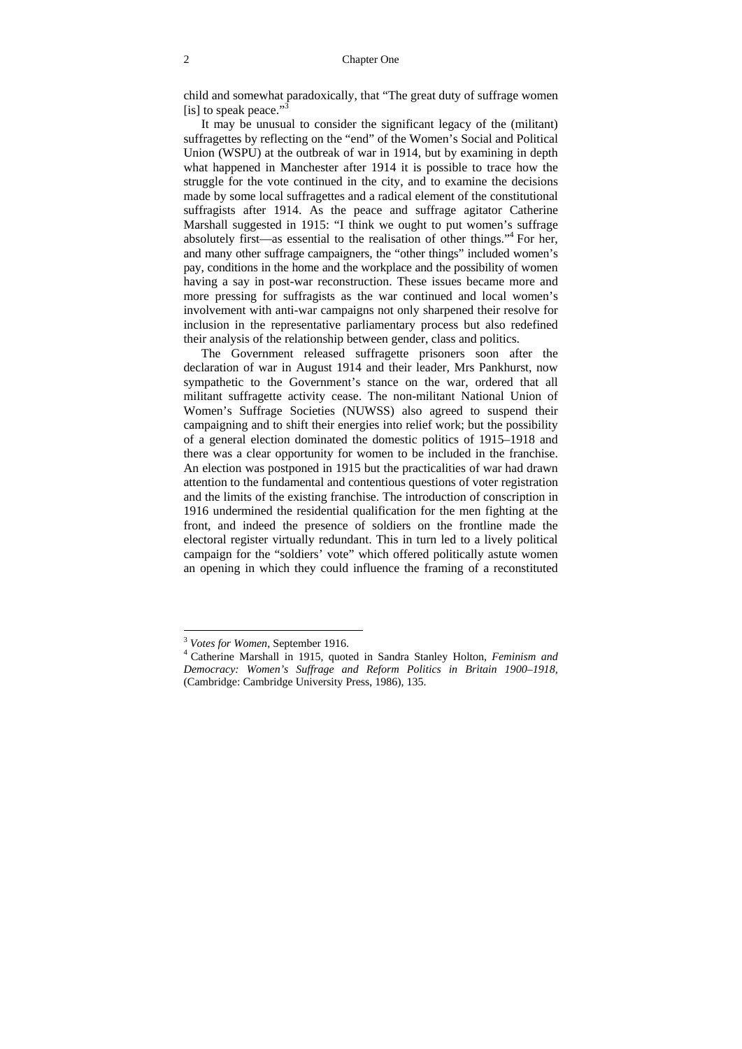child and somewhat paradoxically, that "The great duty of suffrage women [is] to speak peace."[3]

It may be unusual to consider the significant legacy of the (militant) suffragettes by reflecting on the "end" of the Women's Social and Political Union (WSPU) at the outbreak of war in 1914, but by examining in depth what happened in Manchester after 1914 it is possible to trace how the struggle for the vote continued in the city, and to examine the decisions made by some local suffragettes and a radical element of the constitutional suffragists after 1914. As the peace and suffrage agitator Catherine Marshall suggested in 1915: "I think we ought to put women's suffrage absolutely first—as essential to the realisation of other things."[4] For her, and many other suffrage campaigners, the "other things" included women's pay, conditions in the home and the workplace and the possibility of women having a say in post-war reconstruction. These issues became more and more pressing for suffragists as the war continued and local women's involvement with anti-war campaigns not only sharpened their resolve for inclusion in the representative parliamentary process but also redefined their analysis of the relationship between gender, class and politics.

The Government released suffragette prisoners soon after the declaration of war in August 1914 and their leader, Mrs Pankhurst, now sympathetic to the Government's stance on the war, ordered that all militant suffragette activity cease. The non-militant National Union of Women's Suffrage Societies (NUWSS) also agreed to suspend their campaigning and to shift their energies into relief work; but the possibility of a general election dominated the domestic politics of 1915–1918 and there was a clear opportunity for women to be included in the franchise. An election was postponed in 1915 but the practicalities of war had drawn attention to the fundamental and contentious questions of voter registration and the limits of the existing franchise. The introduction of conscription in 1916 undermined the residential qualification for the men fighting at the front, and indeed the presence of soldiers on the frontline made the electoral register virtually redundant. This in turn led to a lively political campaign for the "soldiers' vote" which offered politically astute women an opening in which they could influence the framing of a reconstituted

---

[3] *Votes for Women*, September 1916.

[4] Catherine Marshall in 1915, quoted in Sandra Stanley Holton, *Feminism and Democracy: Women's Suffrage and Reform Politics in Britain 1900–1918,* (Cambridge: Cambridge University Press, 1986), 135.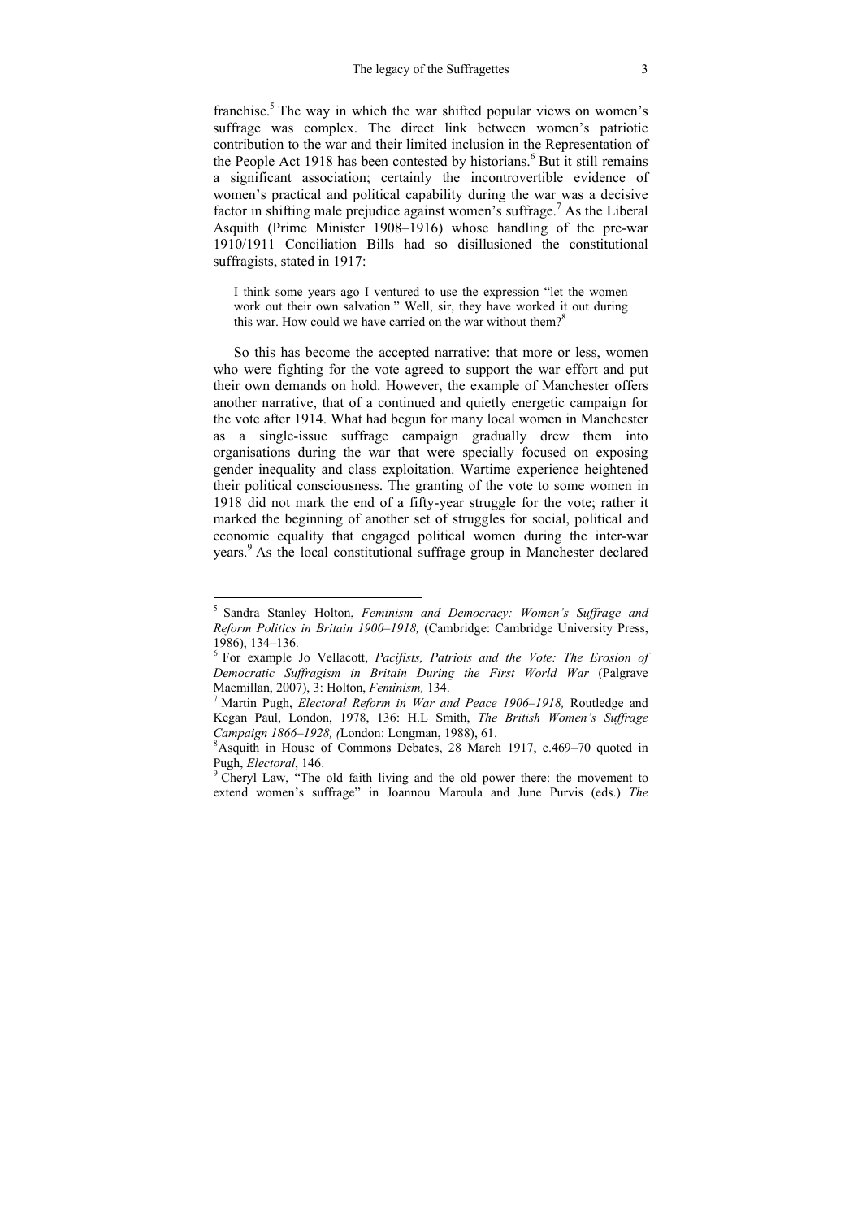franchise.[5] The way in which the war shifted popular views on women's suffrage was complex. The direct link between women's patriotic contribution to the war and their limited inclusion in the Representation of the People Act 1918 has been contested by historians.[6] But it still remains a significant association; certainly the incontrovertible evidence of women's practical and political capability during the war was a decisive factor in shifting male prejudice against women's suffrage.[7] As the Liberal Asquith (Prime Minister 1908–1916) whose handling of the pre-war 1910/1911 Conciliation Bills had so disillusioned the constitutional suffragists, stated in 1917:

> I think some years ago I ventured to use the expression "let the women work out their own salvation." Well, sir, they have worked it out during this war. How could we have carried on the war without them?[8]

So this has become the accepted narrative: that more or less, women who were fighting for the vote agreed to support the war effort and put their own demands on hold. However, the example of Manchester offers another narrative, that of a continued and quietly energetic campaign for the vote after 1914. What had begun for many local women in Manchester as a single-issue suffrage campaign gradually drew them into organisations during the war that were specially focused on exposing gender inequality and class exploitation. Wartime experience heightened their political consciousness. The granting of the vote to some women in 1918 did not mark the end of a fifty-year struggle for the vote; rather it marked the beginning of another set of struggles for social, political and economic equality that engaged political women during the inter-war years.[9] As the local constitutional suffrage group in Manchester declared

---

[5] Sandra Stanley Holton, *Feminism and Democracy: Women's Suffrage and Reform Politics in Britain 1900–1918,* (Cambridge: Cambridge University Press, 1986), 134–136.

[6] For example Jo Vellacott, *Pacifists, Patriots and the Vote: The Erosion of Democratic Suffragism in Britain During the First World War* (Palgrave Macmillan, 2007), 3: Holton, *Feminism,* 134.

[7] Martin Pugh, *Electoral Reform in War and Peace 1906–1918,* Routledge and Kegan Paul, London, 1978, 136: H.L Smith, *The British Women's Suffrage Campaign 1866–1928, (*London: Longman, 1988), 61.

[8] Asquith in House of Commons Debates, 28 March 1917, c.469–70 quoted in Pugh, *Electoral*, 146.

[9] Cheryl Law, "The old faith living and the old power there: the movement to extend women's suffrage" in Joannou Maroula and June Purvis (eds.) *The*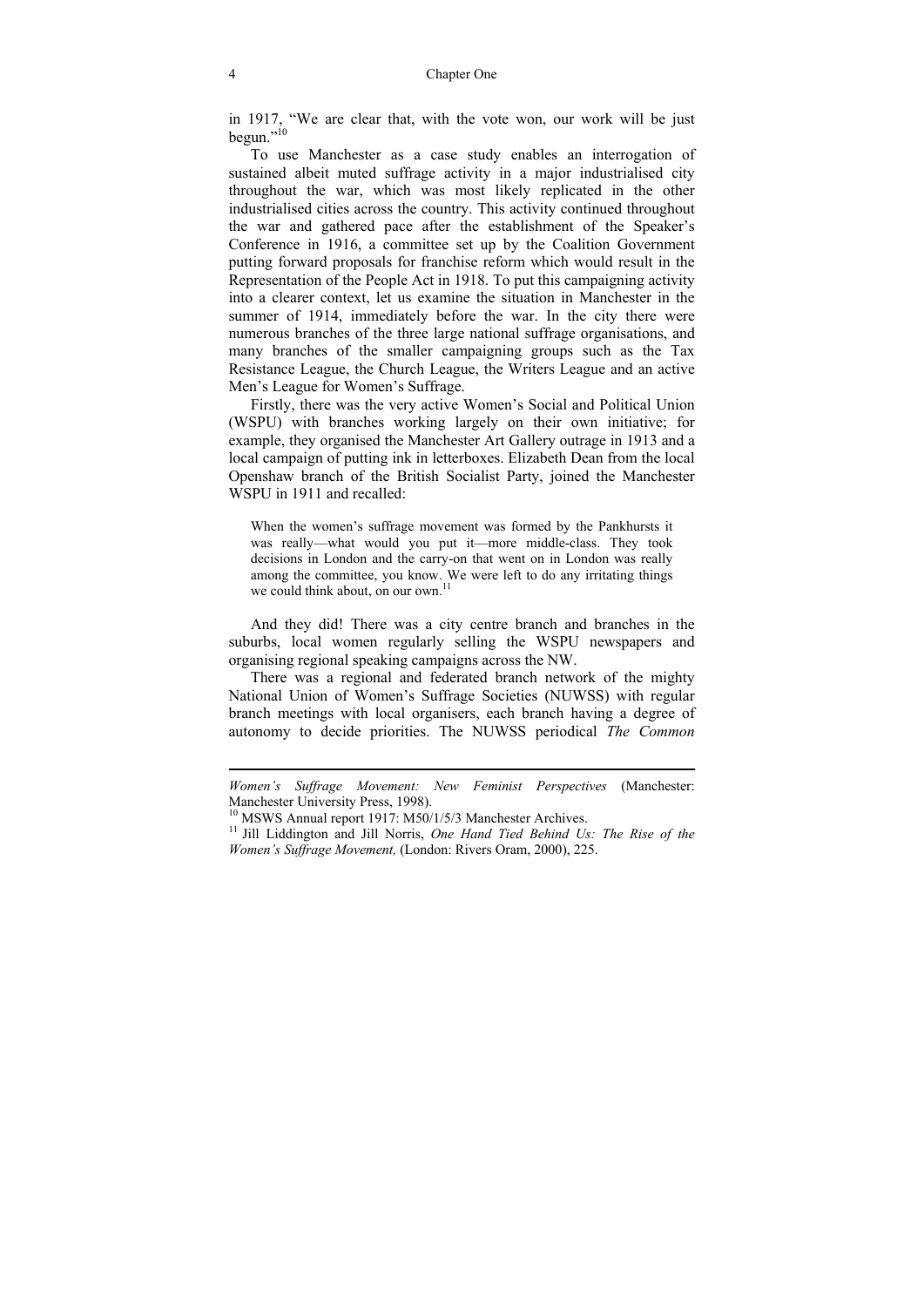in 1917, "We are clear that, with the vote won, our work will be just begun."[10]

To use Manchester as a case study enables an interrogation of sustained albeit muted suffrage activity in a major industrialised city throughout the war, which was most likely replicated in the other industrialised cities across the country. This activity continued throughout the war and gathered pace after the establishment of the Speaker's Conference in 1916, a committee set up by the Coalition Government putting forward proposals for franchise reform which would result in the Representation of the People Act in 1918. To put this campaigning activity into a clearer context, let us examine the situation in Manchester in the summer of 1914, immediately before the war. In the city there were numerous branches of the three large national suffrage organisations, and many branches of the smaller campaigning groups such as the Tax Resistance League, the Church League, the Writers League and an active Men's League for Women's Suffrage.

Firstly, there was the very active Women's Social and Political Union (WSPU) with branches working largely on their own initiative; for example, they organised the Manchester Art Gallery outrage in 1913 and a local campaign of putting ink in letterboxes. Elizabeth Dean from the local Openshaw branch of the British Socialist Party, joined the Manchester WSPU in 1911 and recalled:

> When the women's suffrage movement was formed by the Pankhursts it was really—what would you put it—more middle-class. They took decisions in London and the carry-on that went on in London was really among the committee, you know. We were left to do any irritating things we could think about, on our own.[11]

And they did! There was a city centre branch and branches in the suburbs, local women regularly selling the WSPU newspapers and organising regional speaking campaigns across the NW.

There was a regional and federated branch network of the mighty National Union of Women's Suffrage Societies (NUWSS) with regular branch meetings with local organisers, each branch having a degree of autonomy to decide priorities. The NUWSS periodical *The Common*

---

*Women's Suffrage Movement: New Feminist Perspectives* (Manchester: Manchester University Press, 1998).

[10] MSWS Annual report 1917: M50/1/5/3 Manchester Archives.

[11] Jill Liddington and Jill Norris, *One Hand Tied Behind Us: The Rise of the Women's Suffrage Movement,* (London: Rivers Oram, 2000), 225.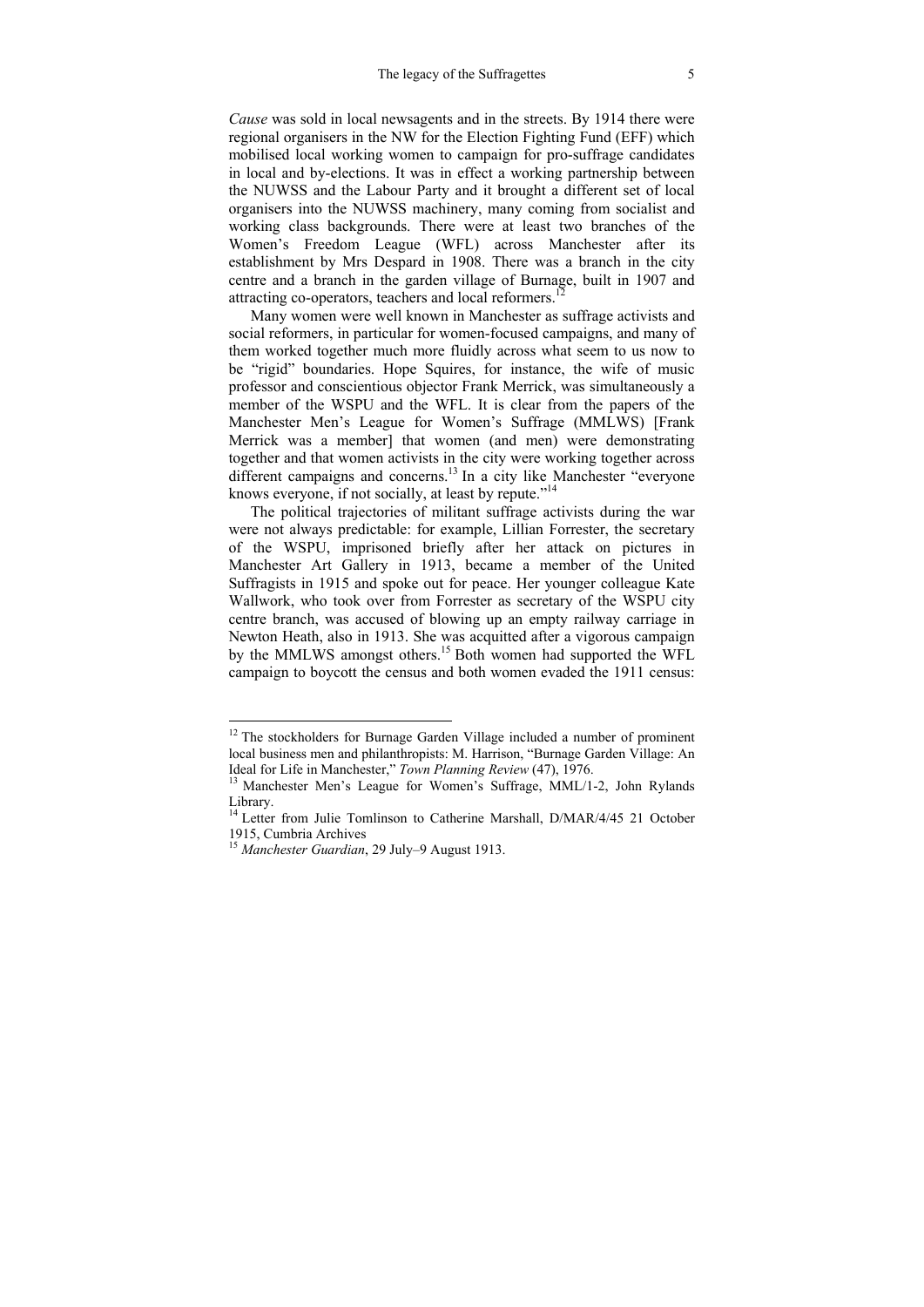*Cause* was sold in local newsagents and in the streets. By 1914 there were regional organisers in the NW for the Election Fighting Fund (EFF) which mobilised local working women to campaign for pro-suffrage candidates in local and by-elections. It was in effect a working partnership between the NUWSS and the Labour Party and it brought a different set of local organisers into the NUWSS machinery, many coming from socialist and working class backgrounds. There were at least two branches of the Women's Freedom League (WFL) across Manchester after its establishment by Mrs Despard in 1908. There was a branch in the city centre and a branch in the garden village of Burnage, built in 1907 and attracting co-operators, teachers and local reformers.[12]

Many women were well known in Manchester as suffrage activists and social reformers, in particular for women-focused campaigns, and many of them worked together much more fluidly across what seem to us now to be "rigid" boundaries. Hope Squires, for instance, the wife of music professor and conscientious objector Frank Merrick, was simultaneously a member of the WSPU and the WFL. It is clear from the papers of the Manchester Men's League for Women's Suffrage (MMLWS) [Frank Merrick was a member] that women (and men) were demonstrating together and that women activists in the city were working together across different campaigns and concerns.[13] In a city like Manchester "everyone knows everyone, if not socially, at least by repute."[14]

The political trajectories of militant suffrage activists during the war were not always predictable: for example, Lillian Forrester, the secretary of the WSPU, imprisoned briefly after her attack on pictures in Manchester Art Gallery in 1913, became a member of the United Suffragists in 1915 and spoke out for peace. Her younger colleague Kate Wallwork, who took over from Forrester as secretary of the WSPU city centre branch, was accused of blowing up an empty railway carriage in Newton Heath, also in 1913. She was acquitted after a vigorous campaign by the MMLWS amongst others.[15] Both women had supported the WFL campaign to boycott the census and both women evaded the 1911 census:

---

[12] The stockholders for Burnage Garden Village included a number of prominent local business men and philanthropists: M. Harrison, "Burnage Garden Village: An Ideal for Life in Manchester," *Town Planning Review* (47), 1976.

[13] Manchester Men's League for Women's Suffrage, MML/1-2, John Rylands Library.

[14] Letter from Julie Tomlinson to Catherine Marshall, D/MAR/4/45 21 October 1915, Cumbria Archives

[15] *Manchester Guardian*, 29 July–9 August 1913.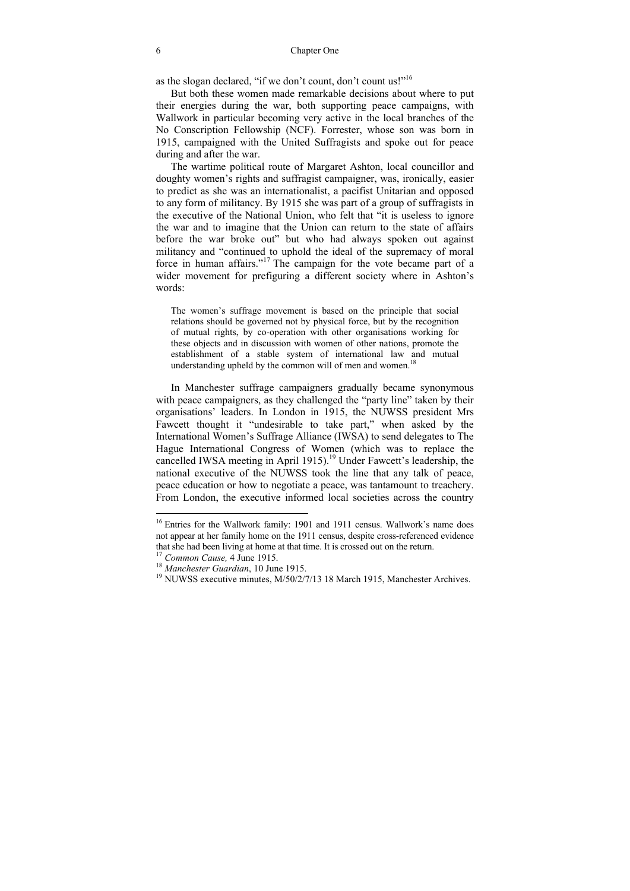as the slogan declared, "if we don't count, don't count us!"[16]

But both these women made remarkable decisions about where to put their energies during the war, both supporting peace campaigns, with Wallwork in particular becoming very active in the local branches of the No Conscription Fellowship (NCF). Forrester, whose son was born in 1915, campaigned with the United Suffragists and spoke out for peace during and after the war.

The wartime political route of Margaret Ashton, local councillor and doughty women's rights and suffragist campaigner, was, ironically, easier to predict as she was an internationalist, a pacifist Unitarian and opposed to any form of militancy. By 1915 she was part of a group of suffragists in the executive of the National Union, who felt that "it is useless to ignore the war and to imagine that the Union can return to the state of affairs before the war broke out" but who had always spoken out against militancy and "continued to uphold the ideal of the supremacy of moral force in human affairs."[17] The campaign for the vote became part of a wider movement for prefiguring a different society where in Ashton's words:

> The women's suffrage movement is based on the principle that social relations should be governed not by physical force, but by the recognition of mutual rights, by co-operation with other organisations working for these objects and in discussion with women of other nations, promote the establishment of a stable system of international law and mutual understanding upheld by the common will of men and women.[18]

In Manchester suffrage campaigners gradually became synonymous with peace campaigners, as they challenged the "party line" taken by their organisations' leaders. In London in 1915, the NUWSS president Mrs Fawcett thought it "undesirable to take part," when asked by the International Women's Suffrage Alliance (IWSA) to send delegates to The Hague International Congress of Women (which was to replace the cancelled IWSA meeting in April 1915).[19] Under Fawcett's leadership, the national executive of the NUWSS took the line that any talk of peace, peace education or how to negotiate a peace, was tantamount to treachery. From London, the executive informed local societies across the country

---

[16] Entries for the Wallwork family: 1901 and 1911 census. Wallwork's name does not appear at her family home on the 1911 census, despite cross-referenced evidence that she had been living at home at that time. It is crossed out on the return.

[17] *Common Cause,* 4 June 1915.

[18] *Manchester Guardian*, 10 June 1915.

[19] NUWSS executive minutes, M/50/2/7/13 18 March 1915, Manchester Archives.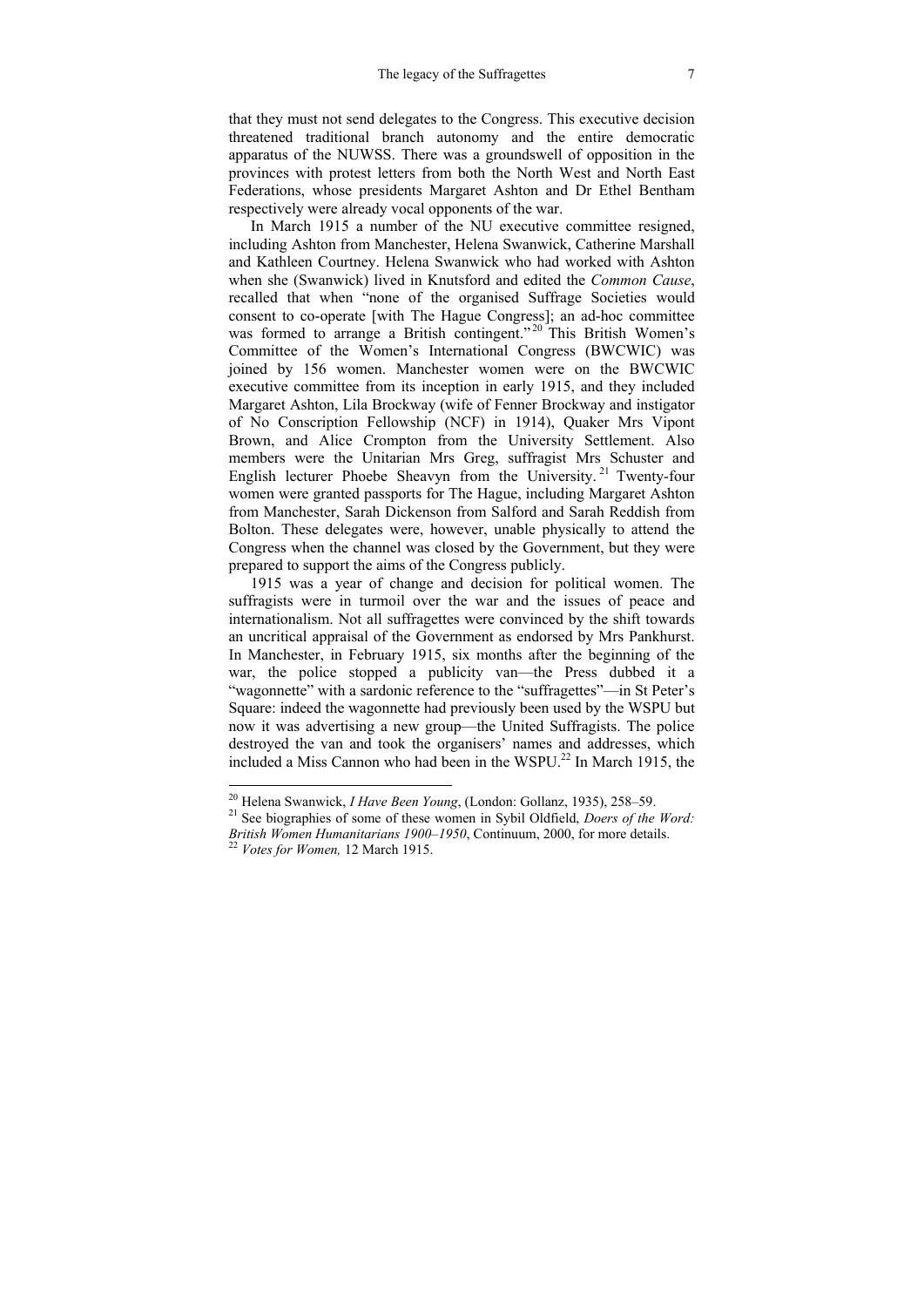that they must not send delegates to the Congress. This executive decision threatened traditional branch autonomy and the entire democratic apparatus of the NUWSS. There was a groundswell of opposition in the provinces with protest letters from both the North West and North East Federations, whose presidents Margaret Ashton and Dr Ethel Bentham respectively were already vocal opponents of the war.

In March 1915 a number of the NU executive committee resigned, including Ashton from Manchester, Helena Swanwick, Catherine Marshall and Kathleen Courtney. Helena Swanwick who had worked with Ashton when she (Swanwick) lived in Knutsford and edited the *Common Cause*, recalled that when "none of the organised Suffrage Societies would consent to co-operate [with The Hague Congress]; an ad-hoc committee was formed to arrange a British contingent."[20] This British Women's Committee of the Women's International Congress (BWCWIC) was joined by 156 women. Manchester women were on the BWCWIC executive committee from its inception in early 1915, and they included Margaret Ashton, Lila Brockway (wife of Fenner Brockway and instigator of No Conscription Fellowship (NCF) in 1914), Quaker Mrs Vipont Brown, and Alice Crompton from the University Settlement. Also members were the Unitarian Mrs Greg, suffragist Mrs Schuster and English lecturer Phoebe Sheavyn from the University.[21] Twenty-four women were granted passports for The Hague, including Margaret Ashton from Manchester, Sarah Dickenson from Salford and Sarah Reddish from Bolton. These delegates were, however, unable physically to attend the Congress when the channel was closed by the Government, but they were prepared to support the aims of the Congress publicly.

1915 was a year of change and decision for political women. The suffragists were in turmoil over the war and the issues of peace and internationalism. Not all suffragettes were convinced by the shift towards an uncritical appraisal of the Government as endorsed by Mrs Pankhurst. In Manchester, in February 1915, six months after the beginning of the war, the police stopped a publicity van—the Press dubbed it a "wagonnette" with a sardonic reference to the "suffragettes"—in St Peter's Square: indeed the wagonnette had previously been used by the WSPU but now it was advertising a new group—the United Suffragists. The police destroyed the van and took the organisers' names and addresses, which included a Miss Cannon who had been in the WSPU.[22] In March 1915, the

---

[20] Helena Swanwick, *I Have Been Young*, (London: Gollanz, 1935), 258–59.

[21] See biographies of some of these women in Sybil Oldfield, *Doers of the Word: British Women Humanitarians 1900–1950*, Continuum, 2000, for more details.

[22] *Votes for Women,* 12 March 1915.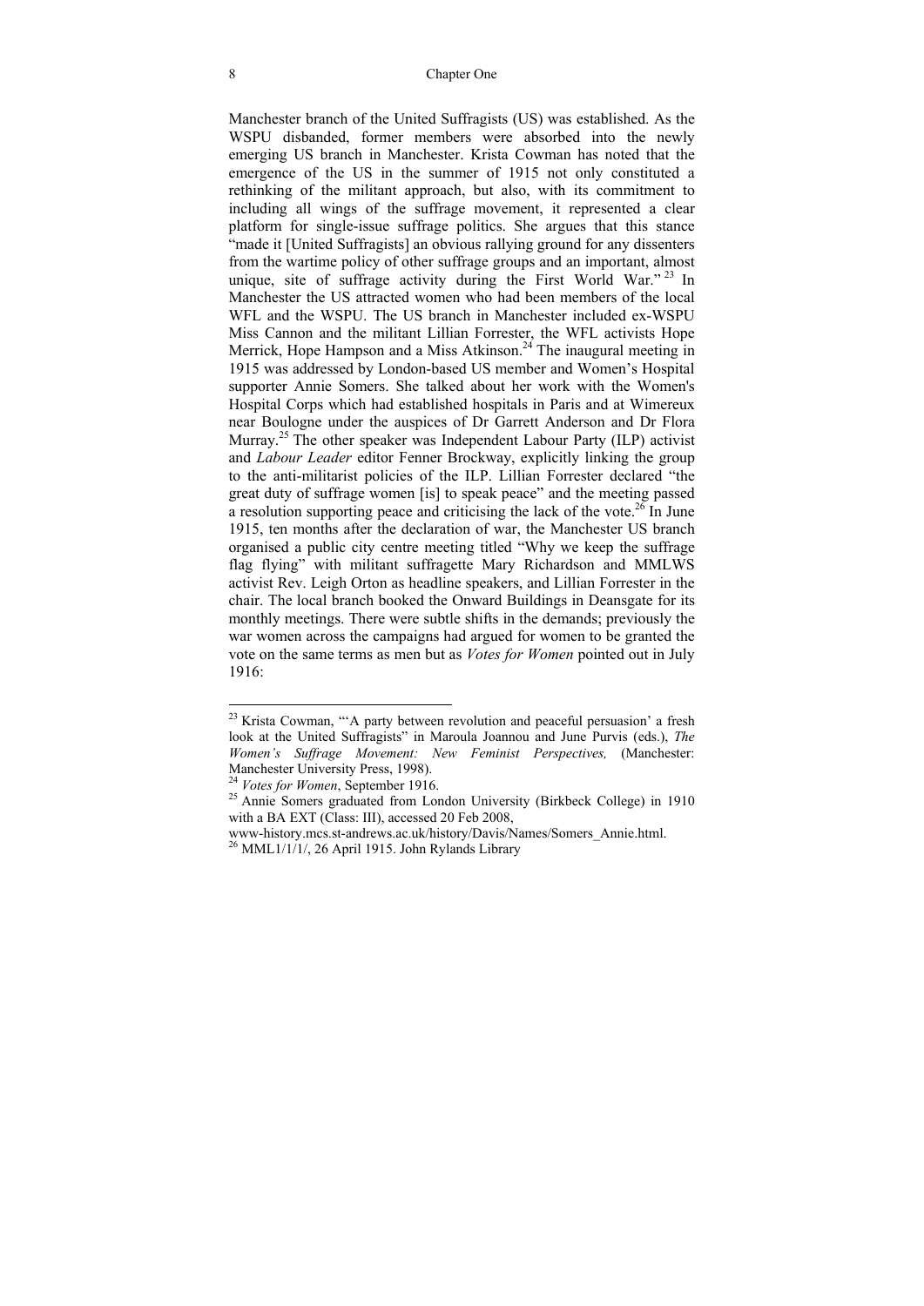Manchester branch of the United Suffragists (US) was established. As the WSPU disbanded, former members were absorbed into the newly emerging US branch in Manchester. Krista Cowman has noted that the emergence of the US in the summer of 1915 not only constituted a rethinking of the militant approach, but also, with its commitment to including all wings of the suffrage movement, it represented a clear platform for single-issue suffrage politics. She argues that this stance "made it [United Suffragists] an obvious rallying ground for any dissenters from the wartime policy of other suffrage groups and an important, almost unique, site of suffrage activity during the First World War."[23] In Manchester the US attracted women who had been members of the local WFL and the WSPU. The US branch in Manchester included ex-WSPU Miss Cannon and the militant Lillian Forrester, the WFL activists Hope Merrick, Hope Hampson and a Miss Atkinson.[24] The inaugural meeting in 1915 was addressed by London-based US member and Women's Hospital supporter Annie Somers. She talked about her work with the Women's Hospital Corps which had established hospitals in Paris and at Wimereux near Boulogne under the auspices of Dr Garrett Anderson and Dr Flora Murray.[25] The other speaker was Independent Labour Party (ILP) activist and *Labour Leader* editor Fenner Brockway, explicitly linking the group to the anti-militarist policies of the ILP. Lillian Forrester declared "the great duty of suffrage women [is] to speak peace" and the meeting passed a resolution supporting peace and criticising the lack of the vote.[26] In June 1915, ten months after the declaration of war, the Manchester US branch organised a public city centre meeting titled "Why we keep the suffrage flag flying" with militant suffragette Mary Richardson and MMLWS activist Rev. Leigh Orton as headline speakers, and Lillian Forrester in the chair. The local branch booked the Onward Buildings in Deansgate for its monthly meetings. There were subtle shifts in the demands; previously the war women across the campaigns had argued for women to be granted the vote on the same terms as men but as *Votes for Women* pointed out in July 1916:

---

[23] Krista Cowman, "'A party between revolution and peaceful persuasion' a fresh look at the United Suffragists" in Maroula Joannou and June Purvis (eds.), *The Women's Suffrage Movement: New Feminist Perspectives,* (Manchester: Manchester University Press, 1998).

[24] *Votes for Women*, September 1916.

[25] Annie Somers graduated from London University (Birkbeck College) in 1910 with a BA EXT (Class: III), accessed 20 Feb 2008, www-history.mcs.st-andrews.ac.uk/history/Davis/Names/Somers_Annie.html.

[26] MML1/1/1/, 26 April 1915. John Rylands Library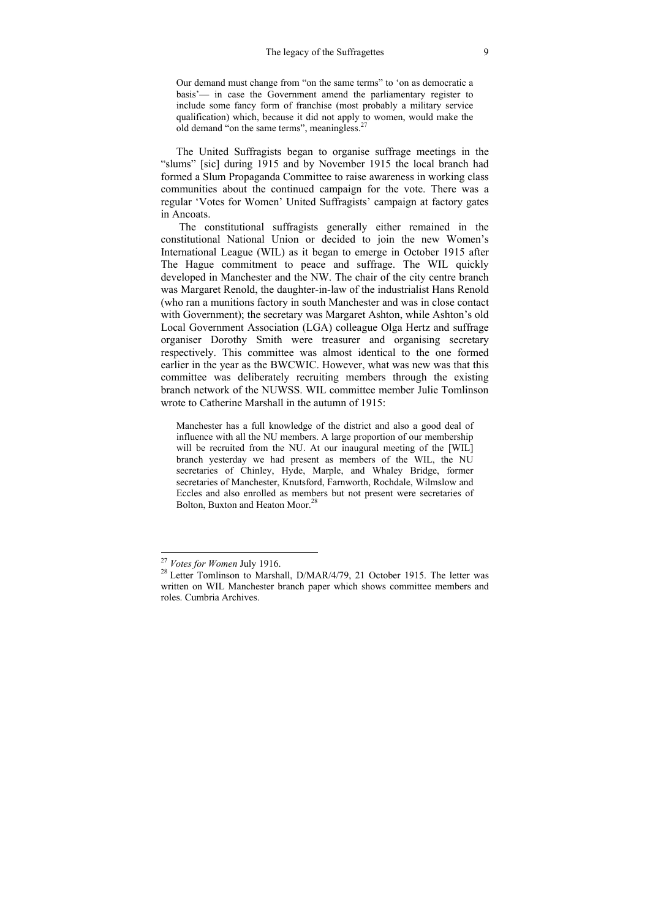> Our demand must change from "on the same terms" to 'on as democratic a basis'— in case the Government amend the parliamentary register to include some fancy form of franchise (most probably a military service qualification) which, because it did not apply to women, would make the old demand "on the same terms", meaningless.[27]

The United Suffragists began to organise suffrage meetings in the "slums" [sic] during 1915 and by November 1915 the local branch had formed a Slum Propaganda Committee to raise awareness in working class communities about the continued campaign for the vote. There was a regular 'Votes for Women' United Suffragists' campaign at factory gates in Ancoats.

The constitutional suffragists generally either remained in the constitutional National Union or decided to join the new Women's International League (WIL) as it began to emerge in October 1915 after The Hague commitment to peace and suffrage. The WIL quickly developed in Manchester and the NW. The chair of the city centre branch was Margaret Renold, the daughter-in-law of the industrialist Hans Renold (who ran a munitions factory in south Manchester and was in close contact with Government); the secretary was Margaret Ashton, while Ashton's old Local Government Association (LGA) colleague Olga Hertz and suffrage organiser Dorothy Smith were treasurer and organising secretary respectively. This committee was almost identical to the one formed earlier in the year as the BWCWIC. However, what was new was that this committee was deliberately recruiting members through the existing branch network of the NUWSS. WIL committee member Julie Tomlinson wrote to Catherine Marshall in the autumn of 1915:

> Manchester has a full knowledge of the district and also a good deal of influence with all the NU members. A large proportion of our membership will be recruited from the NU. At our inaugural meeting of the [WIL] branch yesterday we had present as members of the WIL, the NU secretaries of Chinley, Hyde, Marple, and Whaley Bridge, former secretaries of Manchester, Knutsford, Farnworth, Rochdale, Wilmslow and Eccles and also enrolled as members but not present were secretaries of Bolton, Buxton and Heaton Moor.[28]

---

[27] *Votes for Women* July 1916.

[28] Letter Tomlinson to Marshall, D/MAR/4/79, 21 October 1915. The letter was written on WIL Manchester branch paper which shows committee members and roles. Cumbria Archives.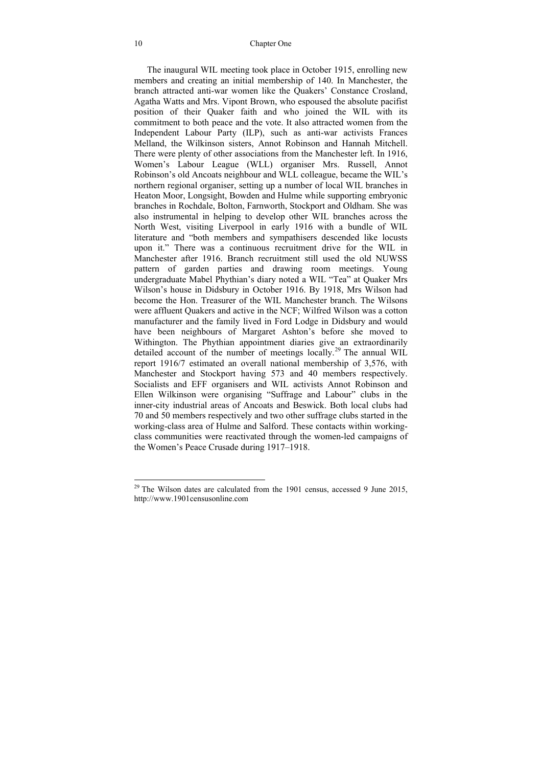The inaugural WIL meeting took place in October 1915, enrolling new members and creating an initial membership of 140. In Manchester, the branch attracted anti-war women like the Quakers' Constance Crosland, Agatha Watts and Mrs. Vipont Brown, who espoused the absolute pacifist position of their Quaker faith and who joined the WIL with its commitment to both peace and the vote. It also attracted women from the Independent Labour Party (ILP), such as anti-war activists Frances Melland, the Wilkinson sisters, Annot Robinson and Hannah Mitchell. There were plenty of other associations from the Manchester left. In 1916, Women's Labour League (WLL) organiser Mrs. Russell, Annot Robinson's old Ancoats neighbour and WLL colleague, became the WIL's northern regional organiser, setting up a number of local WIL branches in Heaton Moor, Longsight, Bowden and Hulme while supporting embryonic branches in Rochdale, Bolton, Farnworth, Stockport and Oldham. She was also instrumental in helping to develop other WIL branches across the North West, visiting Liverpool in early 1916 with a bundle of WIL literature and "both members and sympathisers descended like locusts upon it." There was a continuous recruitment drive for the WIL in Manchester after 1916. Branch recruitment still used the old NUWSS pattern of garden parties and drawing room meetings. Young undergraduate Mabel Phythian's diary noted a WIL "Tea" at Quaker Mrs Wilson's house in Didsbury in October 1916. By 1918, Mrs Wilson had become the Hon. Treasurer of the WIL Manchester branch. The Wilsons were affluent Quakers and active in the NCF; Wilfred Wilson was a cotton manufacturer and the family lived in Ford Lodge in Didsbury and would have been neighbours of Margaret Ashton's before she moved to Withington. The Phythian appointment diaries give an extraordinarily detailed account of the number of meetings locally.[29] The annual WIL report 1916/7 estimated an overall national membership of 3,576, with Manchester and Stockport having 573 and 40 members respectively. Socialists and EFF organisers and WIL activists Annot Robinson and Ellen Wilkinson were organising "Suffrage and Labour" clubs in the inner-city industrial areas of Ancoats and Beswick. Both local clubs had 70 and 50 members respectively and two other suffrage clubs started in the working-class area of Hulme and Salford. These contacts within working-class communities were reactivated through the women-led campaigns of the Women's Peace Crusade during 1917–1918.

---

[29] The Wilson dates are calculated from the 1901 census, accessed 9 June 2015, http://www.1901censusonline.com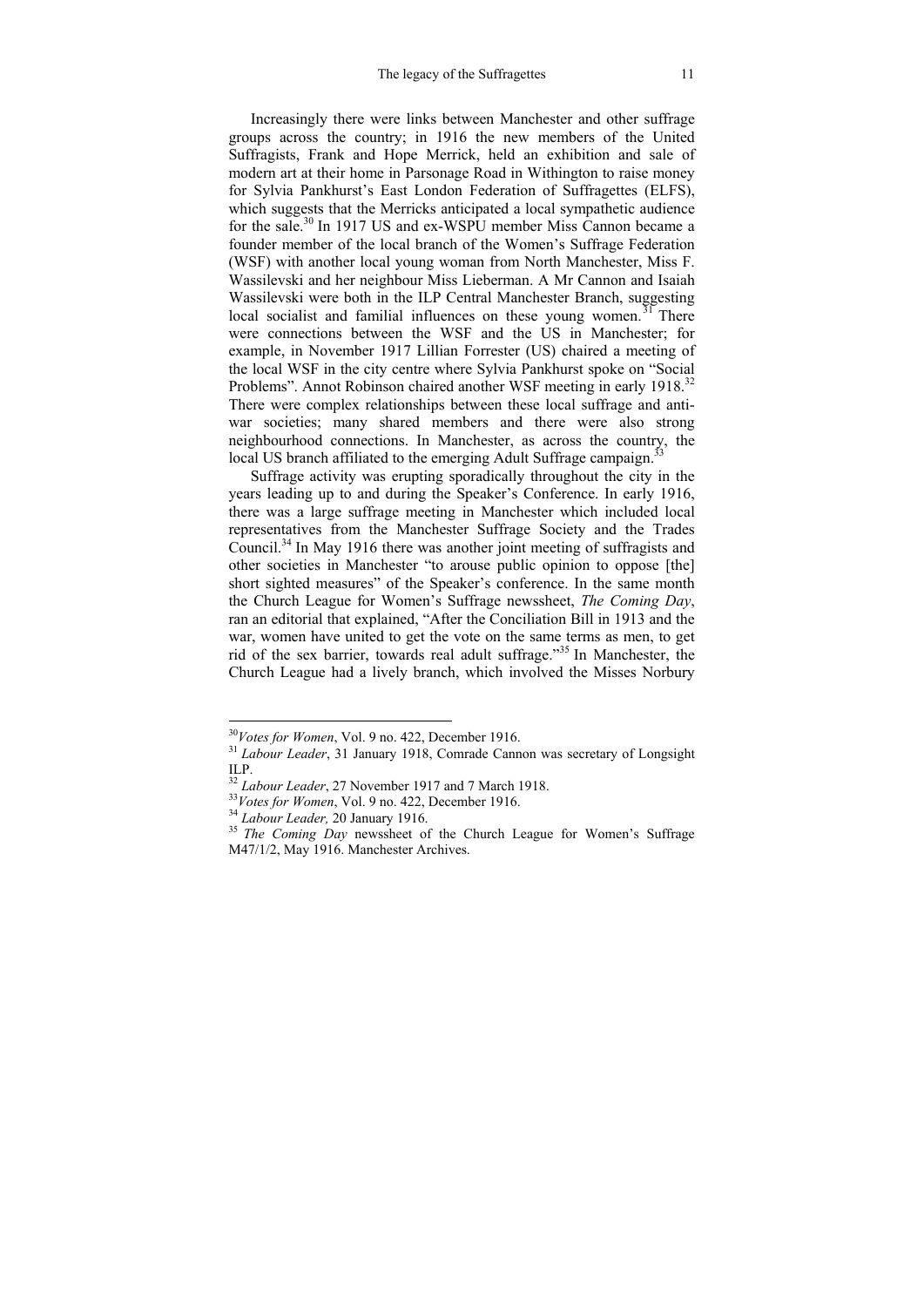Increasingly there were links between Manchester and other suffrage groups across the country; in 1916 the new members of the United Suffragists, Frank and Hope Merrick, held an exhibition and sale of modern art at their home in Parsonage Road in Withington to raise money for Sylvia Pankhurst's East London Federation of Suffragettes (ELFS), which suggests that the Merricks anticipated a local sympathetic audience for the sale.[30] In 1917 US and ex-WSPU member Miss Cannon became a founder member of the local branch of the Women's Suffrage Federation (WSF) with another local young woman from North Manchester, Miss F. Wassilevski and her neighbour Miss Lieberman. A Mr Cannon and Isaiah Wassilevski were both in the ILP Central Manchester Branch, suggesting local socialist and familial influences on these young women.[31] There were connections between the WSF and the US in Manchester; for example, in November 1917 Lillian Forrester (US) chaired a meeting of the local WSF in the city centre where Sylvia Pankhurst spoke on "Social Problems". Annot Robinson chaired another WSF meeting in early 1918.[32] There were complex relationships between these local suffrage and anti-war societies; many shared members and there were also strong neighbourhood connections. In Manchester, as across the country, the local US branch affiliated to the emerging Adult Suffrage campaign.[33]

Suffrage activity was erupting sporadically throughout the city in the years leading up to and during the Speaker's Conference. In early 1916, there was a large suffrage meeting in Manchester which included local representatives from the Manchester Suffrage Society and the Trades Council.[34] In May 1916 there was another joint meeting of suffragists and other societies in Manchester "to arouse public opinion to oppose [the] short sighted measures" of the Speaker's conference. In the same month the Church League for Women's Suffrage newssheet, *The Coming Day*, ran an editorial that explained, "After the Conciliation Bill in 1913 and the war, women have united to get the vote on the same terms as men, to get rid of the sex barrier, towards real adult suffrage."[35] In Manchester, the Church League had a lively branch, which involved the Misses Norbury

---

[30] *Votes for Women*, Vol. 9 no. 422, December 1916.

[31] *Labour Leader*, 31 January 1918, Comrade Cannon was secretary of Longsight ILP.

[32] *Labour Leader*, 27 November 1917 and 7 March 1918.

[33] *Votes for Women*, Vol. 9 no. 422, December 1916.

[34] *Labour Leader,* 20 January 1916.

[35] *The Coming Day* newssheet of the Church League for Women's Suffrage M47/1/2, May 1916. Manchester Archives.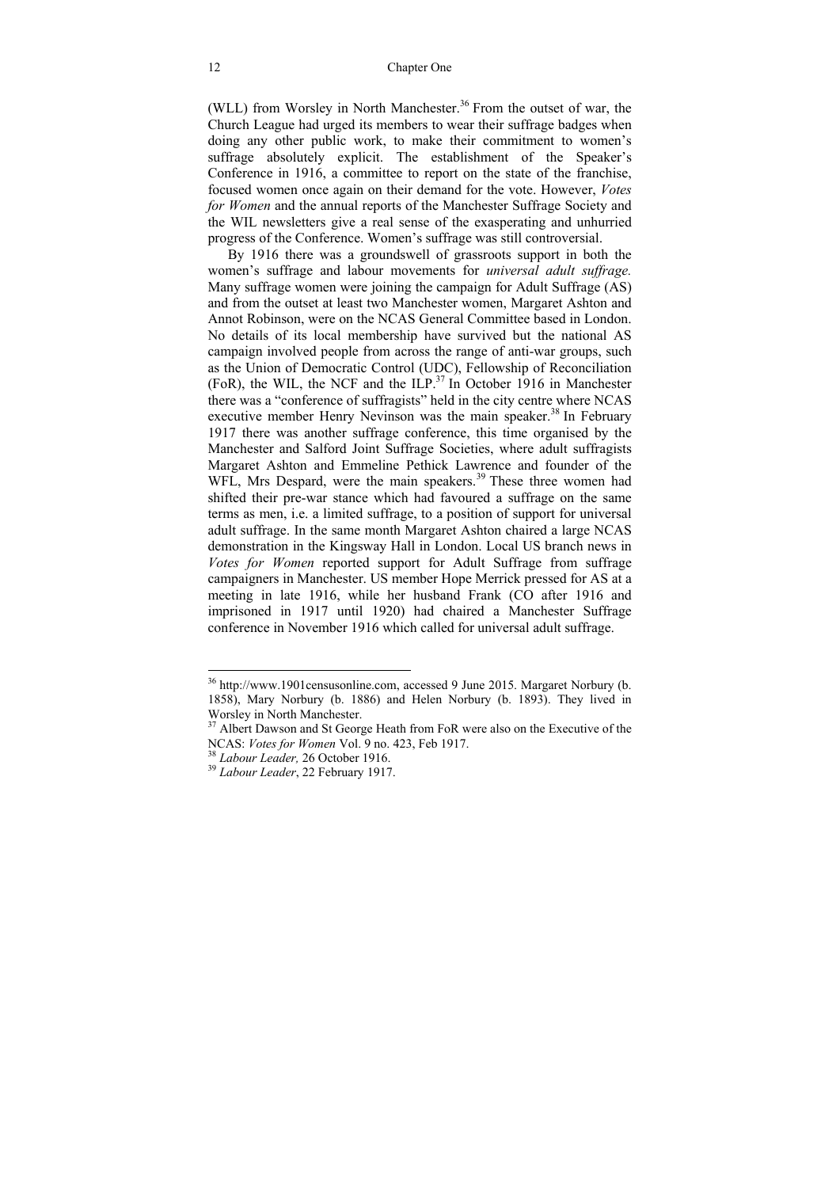(WLL) from Worsley in North Manchester.[36] From the outset of war, the Church League had urged its members to wear their suffrage badges when doing any other public work, to make their commitment to women's suffrage absolutely explicit. The establishment of the Speaker's Conference in 1916, a committee to report on the state of the franchise, focused women once again on their demand for the vote. However, *Votes for Women* and the annual reports of the Manchester Suffrage Society and the WIL newsletters give a real sense of the exasperating and unhurried progress of the Conference. Women's suffrage was still controversial.

By 1916 there was a groundswell of grassroots support in both the women's suffrage and labour movements for *universal adult suffrage.* Many suffrage women were joining the campaign for Adult Suffrage (AS) and from the outset at least two Manchester women, Margaret Ashton and Annot Robinson, were on the NCAS General Committee based in London. No details of its local membership have survived but the national AS campaign involved people from across the range of anti-war groups, such as the Union of Democratic Control (UDC), Fellowship of Reconciliation (FoR), the WIL, the NCF and the ILP.[37] In October 1916 in Manchester there was a "conference of suffragists" held in the city centre where NCAS executive member Henry Nevinson was the main speaker.[38] In February 1917 there was another suffrage conference, this time organised by the Manchester and Salford Joint Suffrage Societies, where adult suffragists Margaret Ashton and Emmeline Pethick Lawrence and founder of the WFL, Mrs Despard, were the main speakers.[39] These three women had shifted their pre-war stance which had favoured a suffrage on the same terms as men, i.e. a limited suffrage, to a position of support for universal adult suffrage. In the same month Margaret Ashton chaired a large NCAS demonstration in the Kingsway Hall in London. Local US branch news in *Votes for Women* reported support for Adult Suffrage from suffrage campaigners in Manchester. US member Hope Merrick pressed for AS at a meeting in late 1916, while her husband Frank (CO after 1916 and imprisoned in 1917 until 1920) had chaired a Manchester Suffrage conference in November 1916 which called for universal adult suffrage.

---

[36] http://www.1901censusonline.com, accessed 9 June 2015. Margaret Norbury (b. 1858), Mary Norbury (b. 1886) and Helen Norbury (b. 1893). They lived in Worsley in North Manchester.

[37] Albert Dawson and St George Heath from FoR were also on the Executive of the NCAS: *Votes for Women* Vol. 9 no. 423, Feb 1917.

[38] *Labour Leader,* 26 October 1916.

[39] *Labour Leader*, 22 February 1917.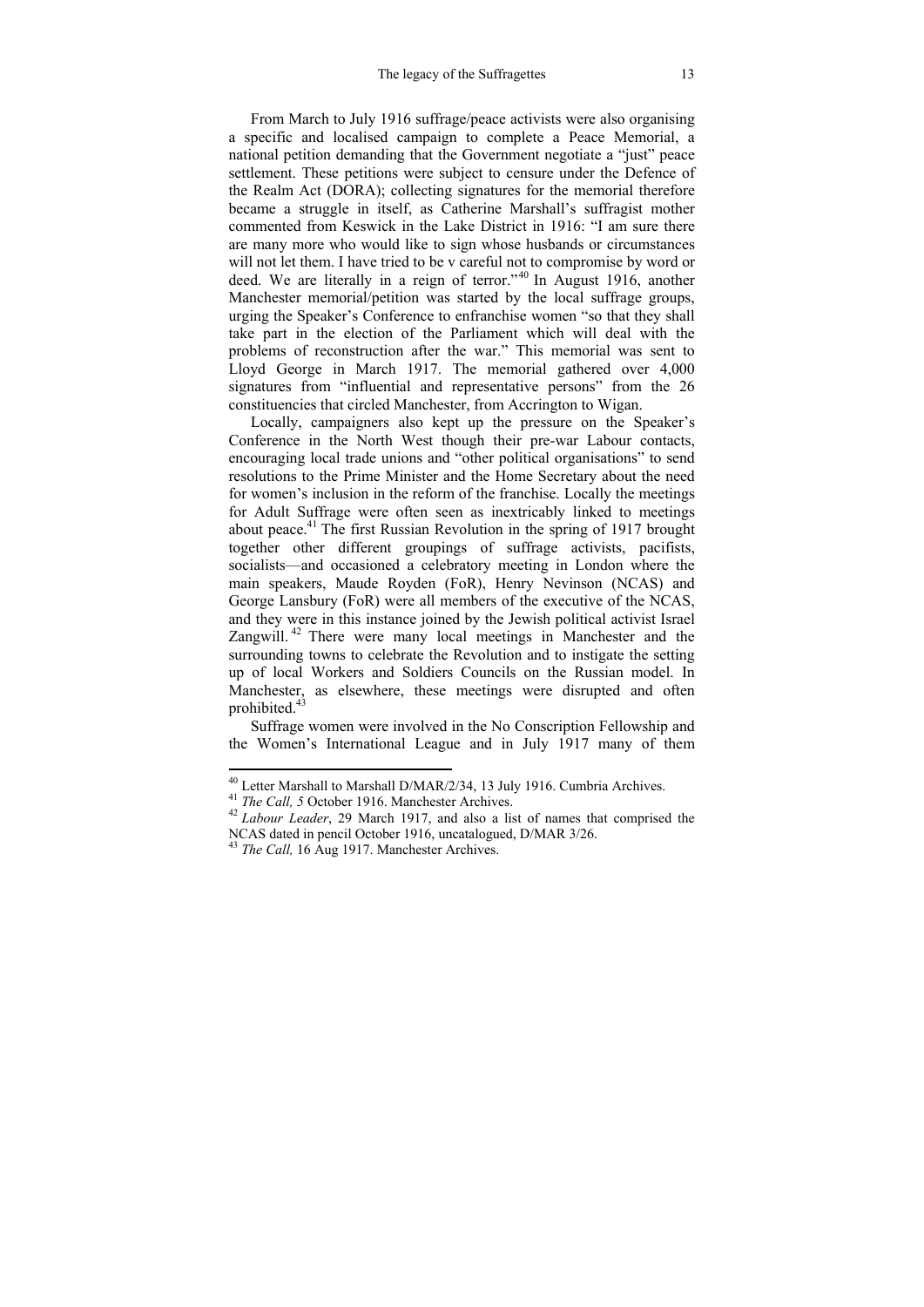From March to July 1916 suffrage/peace activists were also organising a specific and localised campaign to complete a Peace Memorial, a national petition demanding that the Government negotiate a "just" peace settlement. These petitions were subject to censure under the Defence of the Realm Act (DORA); collecting signatures for the memorial therefore became a struggle in itself, as Catherine Marshall's suffragist mother commented from Keswick in the Lake District in 1916: "I am sure there are many more who would like to sign whose husbands or circumstances will not let them. I have tried to be v careful not to compromise by word or deed. We are literally in a reign of terror."[40] In August 1916, another Manchester memorial/petition was started by the local suffrage groups, urging the Speaker's Conference to enfranchise women "so that they shall take part in the election of the Parliament which will deal with the problems of reconstruction after the war." This memorial was sent to Lloyd George in March 1917. The memorial gathered over 4,000 signatures from "influential and representative persons" from the 26 constituencies that circled Manchester, from Accrington to Wigan.

Locally, campaigners also kept up the pressure on the Speaker's Conference in the North West though their pre-war Labour contacts, encouraging local trade unions and "other political organisations" to send resolutions to the Prime Minister and the Home Secretary about the need for women's inclusion in the reform of the franchise. Locally the meetings for Adult Suffrage were often seen as inextricably linked to meetings about peace.[41] The first Russian Revolution in the spring of 1917 brought together other different groupings of suffrage activists, pacifists, socialists—and occasioned a celebratory meeting in London where the main speakers, Maude Royden (FoR), Henry Nevinson (NCAS) and George Lansbury (FoR) were all members of the executive of the NCAS, and they were in this instance joined by the Jewish political activist Israel Zangwill.[42] There were many local meetings in Manchester and the surrounding towns to celebrate the Revolution and to instigate the setting up of local Workers and Soldiers Councils on the Russian model. In Manchester, as elsewhere, these meetings were disrupted and often prohibited.[43]

Suffrage women were involved in the No Conscription Fellowship and the Women's International League and in July 1917 many of them

---

[40] Letter Marshall to Marshall D/MAR/2/34, 13 July 1916. Cumbria Archives.

[41] *The Call, 5* October 1916. Manchester Archives.

[42] *Labour Leader*, 29 March 1917, and also a list of names that comprised the NCAS dated in pencil October 1916, uncatalogued, D/MAR 3/26.

[43] *The Call,* 16 Aug 1917. Manchester Archives.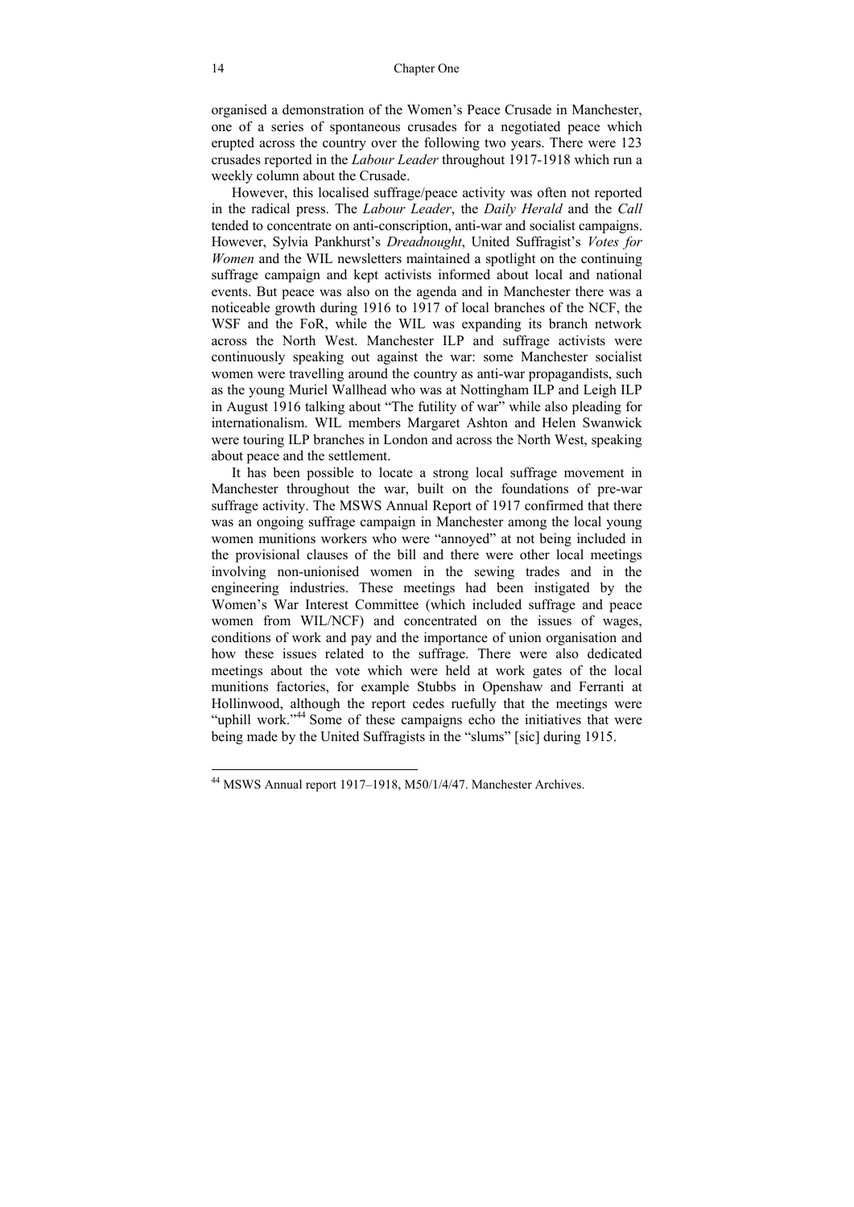organised a demonstration of the Women's Peace Crusade in Manchester, one of a series of spontaneous crusades for a negotiated peace which erupted across the country over the following two years. There were 123 crusades reported in the *Labour Leader* throughout 1917-1918 which run a weekly column about the Crusade.

However, this localised suffrage/peace activity was often not reported in the radical press. The *Labour Leader*, the *Daily Herald* and the *Call* tended to concentrate on anti-conscription, anti-war and socialist campaigns. However, Sylvia Pankhurst's *Dreadnought*, United Suffragist's *Votes for Women* and the WIL newsletters maintained a spotlight on the continuing suffrage campaign and kept activists informed about local and national events. But peace was also on the agenda and in Manchester there was a noticeable growth during 1916 to 1917 of local branches of the NCF, the WSF and the FoR, while the WIL was expanding its branch network across the North West. Manchester ILP and suffrage activists were continuously speaking out against the war: some Manchester socialist women were travelling around the country as anti-war propagandists, such as the young Muriel Wallhead who was at Nottingham ILP and Leigh ILP in August 1916 talking about "The futility of war" while also pleading for internationalism. WIL members Margaret Ashton and Helen Swanwick were touring ILP branches in London and across the North West, speaking about peace and the settlement.

It has been possible to locate a strong local suffrage movement in Manchester throughout the war, built on the foundations of pre-war suffrage activity. The MSWS Annual Report of 1917 confirmed that there was an ongoing suffrage campaign in Manchester among the local young women munitions workers who were "annoyed" at not being included in the provisional clauses of the bill and there were other local meetings involving non-unionised women in the sewing trades and in the engineering industries. These meetings had been instigated by the Women's War Interest Committee (which included suffrage and peace women from WIL/NCF) and concentrated on the issues of wages, conditions of work and pay and the importance of union organisation and how these issues related to the suffrage. There were also dedicated meetings about the vote which were held at work gates of the local munitions factories, for example Stubbs in Openshaw and Ferranti at Hollinwood, although the report cedes ruefully that the meetings were "uphill work."[44] Some of these campaigns echo the initiatives that were being made by the United Suffragists in the "slums" [sic] during 1915.

---

[44] MSWS Annual report 1917–1918, M50/1/4/47. Manchester Archives.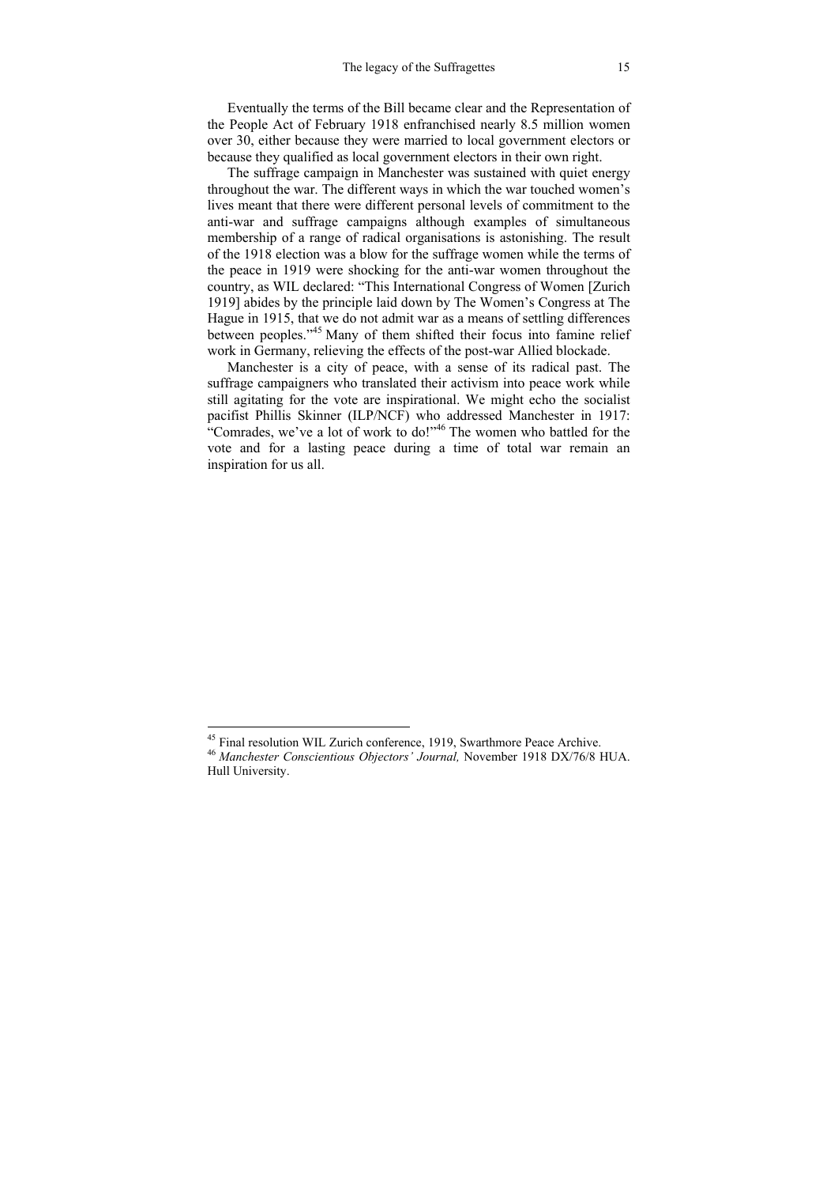Eventually the terms of the Bill became clear and the Representation of the People Act of February 1918 enfranchised nearly 8.5 million women over 30, either because they were married to local government electors or because they qualified as local government electors in their own right.

The suffrage campaign in Manchester was sustained with quiet energy throughout the war. The different ways in which the war touched women's lives meant that there were different personal levels of commitment to the anti-war and suffrage campaigns although examples of simultaneous membership of a range of radical organisations is astonishing. The result of the 1918 election was a blow for the suffrage women while the terms of the peace in 1919 were shocking for the anti-war women throughout the country, as WIL declared: "This International Congress of Women [Zurich 1919] abides by the principle laid down by The Women's Congress at The Hague in 1915, that we do not admit war as a means of settling differences between peoples."[45] Many of them shifted their focus into famine relief work in Germany, relieving the effects of the post-war Allied blockade.

Manchester is a city of peace, with a sense of its radical past. The suffrage campaigners who translated their activism into peace work while still agitating for the vote are inspirational. We might echo the socialist pacifist Phillis Skinner (ILP/NCF) who addressed Manchester in 1917: "Comrades, we've a lot of work to do!"[46] The women who battled for the vote and for a lasting peace during a time of total war remain an inspiration for us all.

---

[45] Final resolution WIL Zurich conference, 1919, Swarthmore Peace Archive.

[46] *Manchester Conscientious Objectors' Journal,* November 1918 DX/76/8 HUA. Hull University.